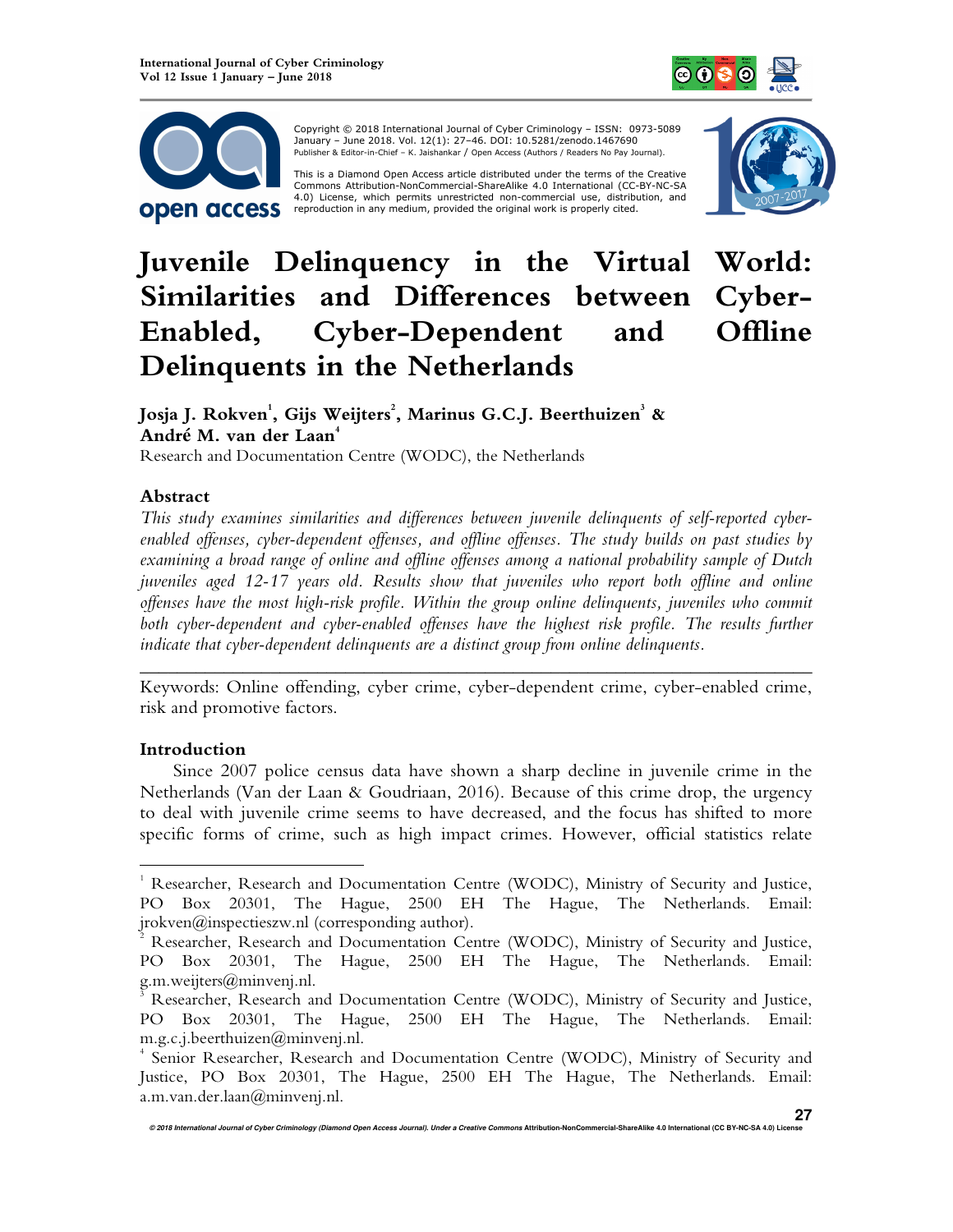Copyright © 2018 International Journal of Cyber Criminology – ISSN: 0973-5089 January – June 2018. Vol. 12(1): 27–46. DOI: 10.5281/zenodo.1467690
Publisher & Editor-in-Chief – K. Jaishankar / Open Access (Authors / Readers No Pay Journal).

This is a Diamond Open Access article distributed under the terms of the Creative Commons Attribution-NonCommercial-ShareAlike 4.0 International (CC-BY-NC-SA 4.0) License, which permits unrestricted non-commercial use, distribution, and reproduction in any medium, provided the original work is properly cited.

# Juvenile Delinquency in the Virtual World: Similarities and Differences between Cyber-Enabled, Cyber-Dependent and Offline Delinquents in the Netherlands

**Josja J. Rokven[1], Gijs Weijters[2], Marinus G.C.J. Beerthuizen[3] & André M. van der Laan[4]**
Research and Documentation Centre (WODC), the Netherlands

## Abstract

*This study examines similarities and differences between juvenile delinquents of self-reported cyber-enabled offenses, cyber-dependent offenses, and offline offenses. The study builds on past studies by examining a broad range of online and offline offenses among a national probability sample of Dutch juveniles aged 12-17 years old. Results show that juveniles who report both offline and online offenses have the most high-risk profile. Within the group online delinquents, juveniles who commit both cyber-dependent and cyber-enabled offenses have the highest risk profile. The results further indicate that cyber-dependent delinquents are a distinct group from online delinquents.*

---

Keywords: Online offending, cyber crime, cyber-dependent crime, cyber-enabled crime, risk and promotive factors.

## Introduction

Since 2007 police census data have shown a sharp decline in juvenile crime in the Netherlands (Van der Laan & Goudriaan, 2016). Because of this crime drop, the urgency to deal with juvenile crime seems to have decreased, and the focus has shifted to more specific forms of crime, such as high impact crimes. However, official statistics relate

---

[1] Researcher, Research and Documentation Centre (WODC), Ministry of Security and Justice, PO Box 20301, The Hague, 2500 EH The Hague, The Netherlands. Email: jrokven@inspectieszw.nl (corresponding author).

[2] Researcher, Research and Documentation Centre (WODC), Ministry of Security and Justice, PO Box 20301, The Hague, 2500 EH The Hague, The Netherlands. Email: g.m.weijters@minvenj.nl.

[3] Researcher, Research and Documentation Centre (WODC), Ministry of Security and Justice, PO Box 20301, The Hague, 2500 EH The Hague, The Netherlands. Email: m.g.c.j.beerthuizen@minvenj.nl.

[4] Senior Researcher, Research and Documentation Centre (WODC), Ministry of Security and Justice, PO Box 20301, The Hague, 2500 EH The Hague, The Netherlands. Email: a.m.van.der.laan@minvenj.nl.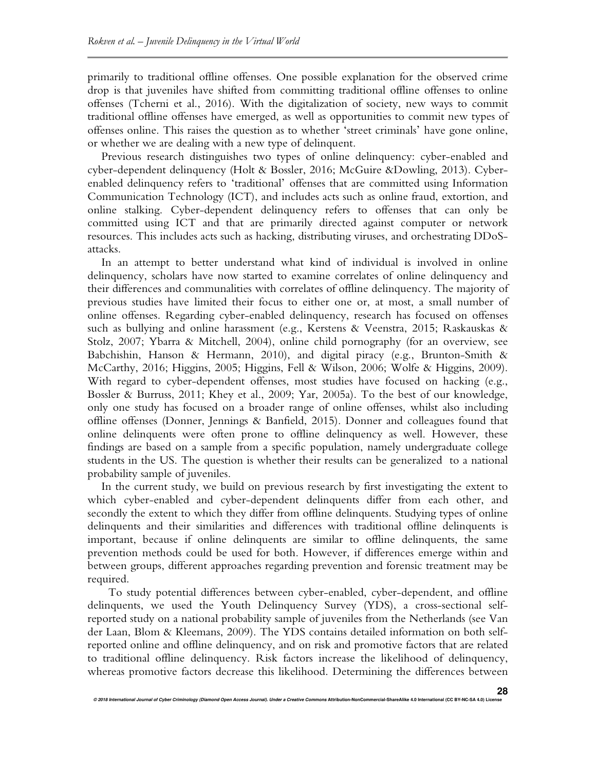primarily to traditional offline offenses. One possible explanation for the observed crime drop is that juveniles have shifted from committing traditional offline offenses to online offenses (Tcherni et al., 2016). With the digitalization of society, new ways to commit traditional offline offenses have emerged, as well as opportunities to commit new types of offenses online. This raises the question as to whether 'street criminals' have gone online, or whether we are dealing with a new type of delinquent.

Previous research distinguishes two types of online delinquency: cyber-enabled and cyber-dependent delinquency (Holt & Bossler, 2016; McGuire &Dowling, 2013). Cyber-enabled delinquency refers to 'traditional' offenses that are committed using Information Communication Technology (ICT), and includes acts such as online fraud, extortion, and online stalking. Cyber-dependent delinquency refers to offenses that can only be committed using ICT and that are primarily directed against computer or network resources. This includes acts such as hacking, distributing viruses, and orchestrating DDoS-attacks.

In an attempt to better understand what kind of individual is involved in online delinquency, scholars have now started to examine correlates of online delinquency and their differences and communalities with correlates of offline delinquency. The majority of previous studies have limited their focus to either one or, at most, a small number of online offenses. Regarding cyber-enabled delinquency, research has focused on offenses such as bullying and online harassment (e.g., Kerstens & Veenstra, 2015; Raskauskas & Stolz, 2007; Ybarra & Mitchell, 2004), online child pornography (for an overview, see Babchishin, Hanson & Hermann, 2010), and digital piracy (e.g., Brunton-Smith & McCarthy, 2016; Higgins, 2005; Higgins, Fell & Wilson, 2006; Wolfe & Higgins, 2009). With regard to cyber-dependent offenses, most studies have focused on hacking (e.g., Bossler & Burruss, 2011; Khey et al., 2009; Yar, 2005a). To the best of our knowledge, only one study has focused on a broader range of online offenses, whilst also including offline offenses (Donner, Jennings & Banfield, 2015). Donner and colleagues found that online delinquents were often prone to offline delinquency as well. However, these findings are based on a sample from a specific population, namely undergraduate college students in the US. The question is whether their results can be generalized to a national probability sample of juveniles.

In the current study, we build on previous research by first investigating the extent to which cyber-enabled and cyber-dependent delinquents differ from each other, and secondly the extent to which they differ from offline delinquents. Studying types of online delinquents and their similarities and differences with traditional offline delinquents is important, because if online delinquents are similar to offline delinquents, the same prevention methods could be used for both. However, if differences emerge within and between groups, different approaches regarding prevention and forensic treatment may be required.

To study potential differences between cyber-enabled, cyber-dependent, and offline delinquents, we used the Youth Delinquency Survey (YDS), a cross-sectional self-reported study on a national probability sample of juveniles from the Netherlands (see Van der Laan, Blom & Kleemans, 2009). The YDS contains detailed information on both self-reported online and offline delinquency, and on risk and promotive factors that are related to traditional offline delinquency. Risk factors increase the likelihood of delinquency, whereas promotive factors decrease this likelihood. Determining the differences between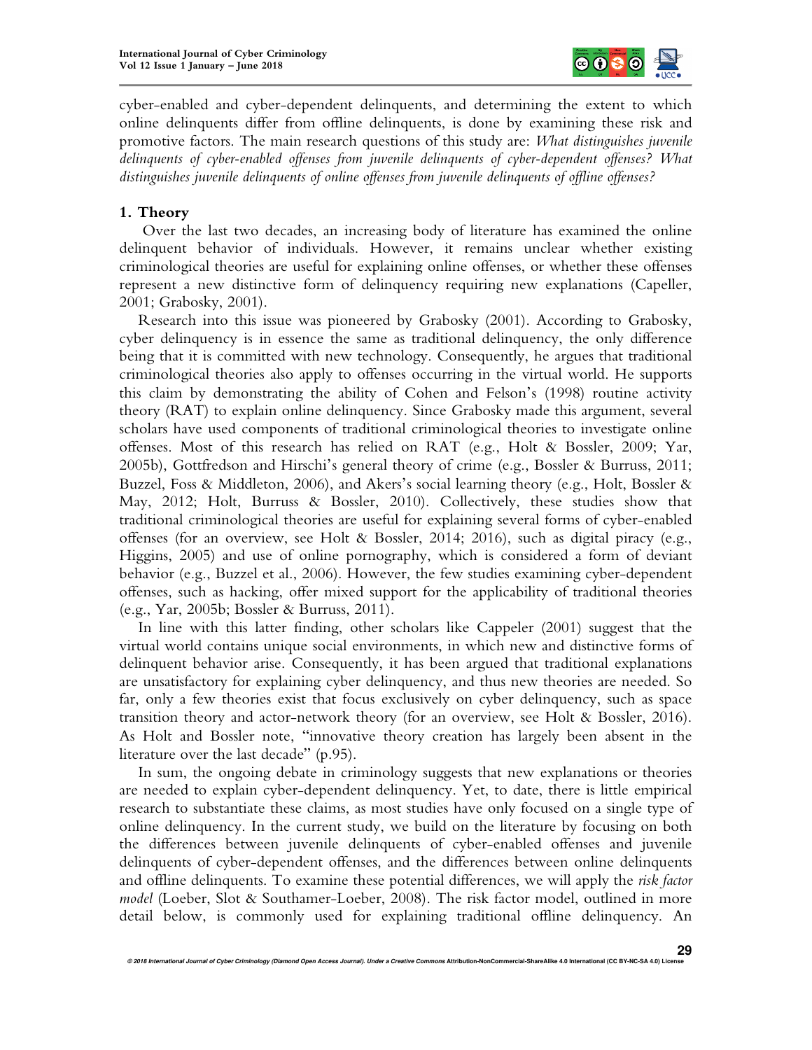cyber-enabled and cyber-dependent delinquents, and determining the extent to which online delinquents differ from offline delinquents, is done by examining these risk and promotive factors. The main research questions of this study are: *What distinguishes juvenile delinquents of cyber-enabled offenses from juvenile delinquents of cyber-dependent offenses? What distinguishes juvenile delinquents of online offenses from juvenile delinquents of offline offenses?*

## 1. Theory

Over the last two decades, an increasing body of literature has examined the online delinquent behavior of individuals. However, it remains unclear whether existing criminological theories are useful for explaining online offenses, or whether these offenses represent a new distinctive form of delinquency requiring new explanations (Capeller, 2001; Grabosky, 2001).

Research into this issue was pioneered by Grabosky (2001). According to Grabosky, cyber delinquency is in essence the same as traditional delinquency, the only difference being that it is committed with new technology. Consequently, he argues that traditional criminological theories also apply to offenses occurring in the virtual world. He supports this claim by demonstrating the ability of Cohen and Felson's (1998) routine activity theory (RAT) to explain online delinquency. Since Grabosky made this argument, several scholars have used components of traditional criminological theories to investigate online offenses. Most of this research has relied on RAT (e.g., Holt & Bossler, 2009; Yar, 2005b), Gottfredson and Hirschi's general theory of crime (e.g., Bossler & Burruss, 2011; Buzzel, Foss & Middleton, 2006), and Akers's social learning theory (e.g., Holt, Bossler & May, 2012; Holt, Burruss & Bossler, 2010). Collectively, these studies show that traditional criminological theories are useful for explaining several forms of cyber-enabled offenses (for an overview, see Holt & Bossler, 2014; 2016), such as digital piracy (e.g., Higgins, 2005) and use of online pornography, which is considered a form of deviant behavior (e.g., Buzzel et al., 2006). However, the few studies examining cyber-dependent offenses, such as hacking, offer mixed support for the applicability of traditional theories (e.g., Yar, 2005b; Bossler & Burruss, 2011).

In line with this latter finding, other scholars like Cappeler (2001) suggest that the virtual world contains unique social environments, in which new and distinctive forms of delinquent behavior arise. Consequently, it has been argued that traditional explanations are unsatisfactory for explaining cyber delinquency, and thus new theories are needed. So far, only a few theories exist that focus exclusively on cyber delinquency, such as space transition theory and actor-network theory (for an overview, see Holt & Bossler, 2016). As Holt and Bossler note, "innovative theory creation has largely been absent in the literature over the last decade" (p.95).

In sum, the ongoing debate in criminology suggests that new explanations or theories are needed to explain cyber-dependent delinquency. Yet, to date, there is little empirical research to substantiate these claims, as most studies have only focused on a single type of online delinquency. In the current study, we build on the literature by focusing on both the differences between juvenile delinquents of cyber-enabled offenses and juvenile delinquents of cyber-dependent offenses, and the differences between online delinquents and offline delinquents. To examine these potential differences, we will apply the *risk factor model* (Loeber, Slot & Southamer-Loeber, 2008). The risk factor model, outlined in more detail below, is commonly used for explaining traditional offline delinquency. An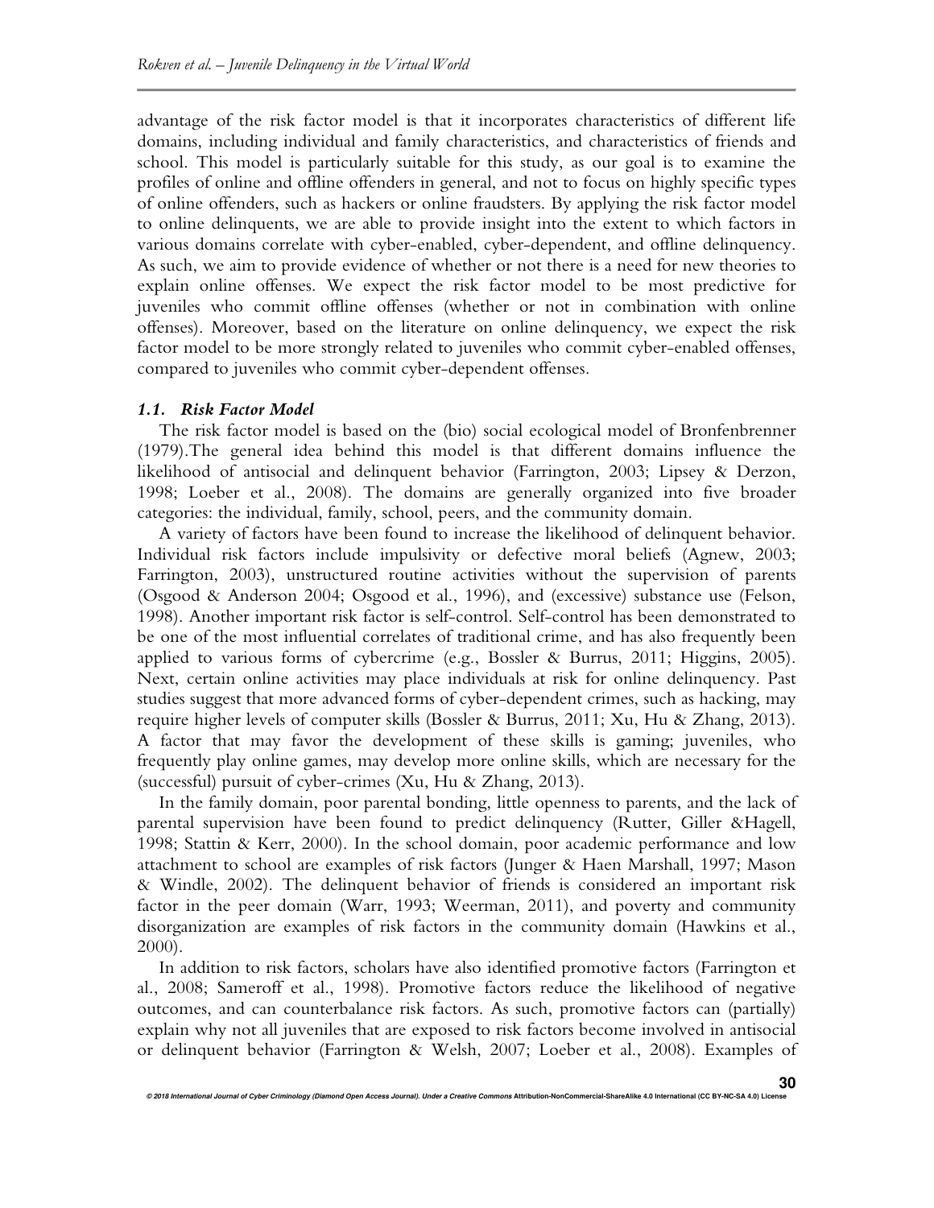advantage of the risk factor model is that it incorporates characteristics of different life domains, including individual and family characteristics, and characteristics of friends and school. This model is particularly suitable for this study, as our goal is to examine the profiles of online and offline offenders in general, and not to focus on highly specific types of online offenders, such as hackers or online fraudsters. By applying the risk factor model to online delinquents, we are able to provide insight into the extent to which factors in various domains correlate with cyber-enabled, cyber-dependent, and offline delinquency. As such, we aim to provide evidence of whether or not there is a need for new theories to explain online offenses. We expect the risk factor model to be most predictive for juveniles who commit offline offenses (whether or not in combination with online offenses). Moreover, based on the literature on online delinquency, we expect the risk factor model to be more strongly related to juveniles who commit cyber-enabled offenses, compared to juveniles who commit cyber-dependent offenses.

### *1.1. Risk Factor Model*

The risk factor model is based on the (bio) social ecological model of Bronfenbrenner (1979).The general idea behind this model is that different domains influence the likelihood of antisocial and delinquent behavior (Farrington, 2003; Lipsey & Derzon, 1998; Loeber et al., 2008). The domains are generally organized into five broader categories: the individual, family, school, peers, and the community domain.

A variety of factors have been found to increase the likelihood of delinquent behavior. Individual risk factors include impulsivity or defective moral beliefs (Agnew, 2003; Farrington, 2003), unstructured routine activities without the supervision of parents (Osgood & Anderson 2004; Osgood et al., 1996), and (excessive) substance use (Felson, 1998). Another important risk factor is self-control. Self-control has been demonstrated to be one of the most influential correlates of traditional crime, and has also frequently been applied to various forms of cybercrime (e.g., Bossler & Burrus, 2011; Higgins, 2005). Next, certain online activities may place individuals at risk for online delinquency. Past studies suggest that more advanced forms of cyber-dependent crimes, such as hacking, may require higher levels of computer skills (Bossler & Burrus, 2011; Xu, Hu & Zhang, 2013). A factor that may favor the development of these skills is gaming; juveniles, who frequently play online games, may develop more online skills, which are necessary for the (successful) pursuit of cyber-crimes (Xu, Hu & Zhang, 2013).

In the family domain, poor parental bonding, little openness to parents, and the lack of parental supervision have been found to predict delinquency (Rutter, Giller &Hagell, 1998; Stattin & Kerr, 2000). In the school domain, poor academic performance and low attachment to school are examples of risk factors (Junger & Haen Marshall, 1997; Mason & Windle, 2002). The delinquent behavior of friends is considered an important risk factor in the peer domain (Warr, 1993; Weerman, 2011), and poverty and community disorganization are examples of risk factors in the community domain (Hawkins et al., 2000).

In addition to risk factors, scholars have also identified promotive factors (Farrington et al., 2008; Sameroff et al., 1998). Promotive factors reduce the likelihood of negative outcomes, and can counterbalance risk factors. As such, promotive factors can (partially) explain why not all juveniles that are exposed to risk factors become involved in antisocial or delinquent behavior (Farrington & Welsh, 2007; Loeber et al., 2008). Examples of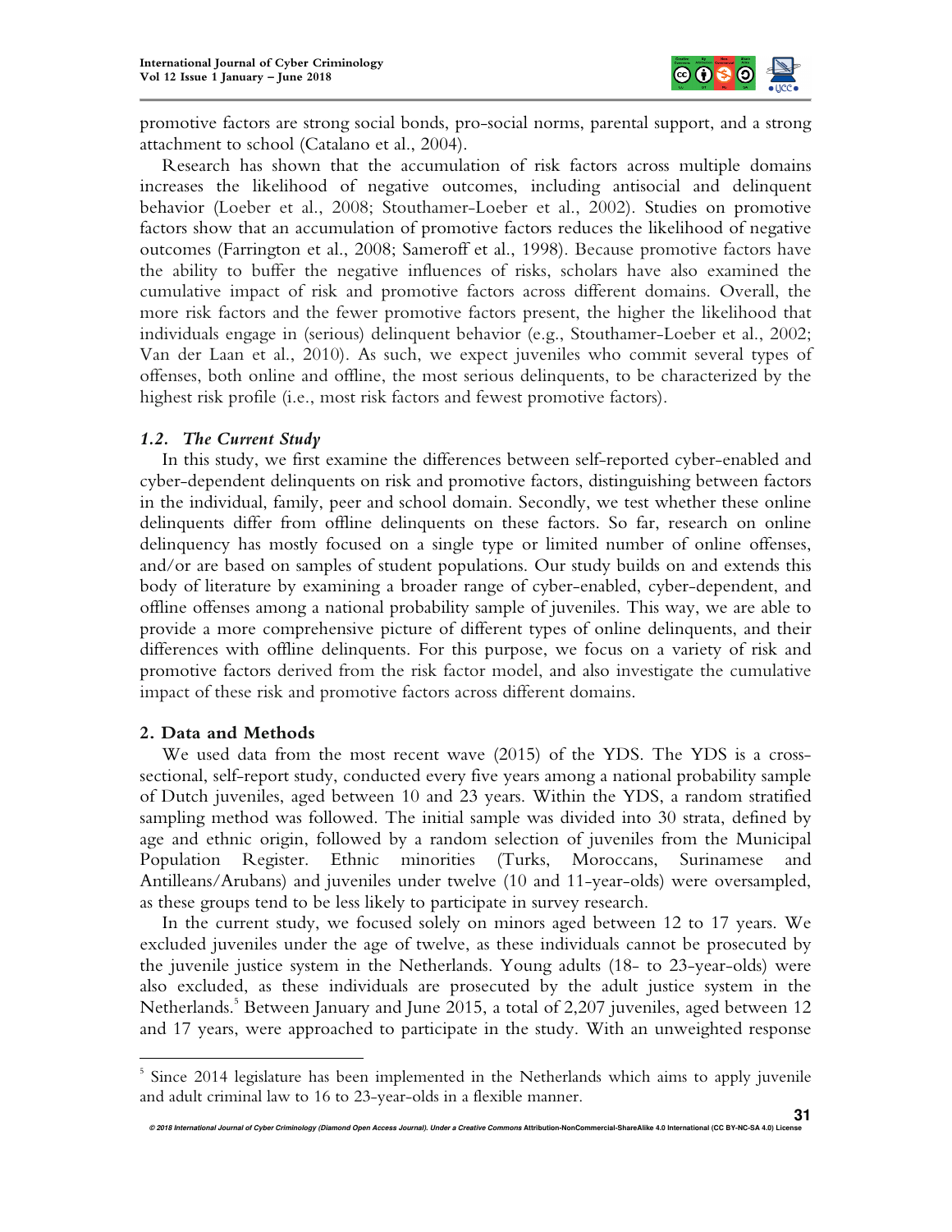promotive factors are strong social bonds, pro-social norms, parental support, and a strong attachment to school (Catalano et al., 2004).

Research has shown that the accumulation of risk factors across multiple domains increases the likelihood of negative outcomes, including antisocial and delinquent behavior (Loeber et al., 2008; Stouthamer-Loeber et al., 2002). Studies on promotive factors show that an accumulation of promotive factors reduces the likelihood of negative outcomes (Farrington et al., 2008; Sameroff et al., 1998). Because promotive factors have the ability to buffer the negative influences of risks, scholars have also examined the cumulative impact of risk and promotive factors across different domains. Overall, the more risk factors and the fewer promotive factors present, the higher the likelihood that individuals engage in (serious) delinquent behavior (e.g., Stouthamer-Loeber et al., 2002; Van der Laan et al., 2010). As such, we expect juveniles who commit several types of offenses, both online and offline, the most serious delinquents, to be characterized by the highest risk profile (i.e., most risk factors and fewest promotive factors).

### *1.2. The Current Study*

In this study, we first examine the differences between self-reported cyber-enabled and cyber-dependent delinquents on risk and promotive factors, distinguishing between factors in the individual, family, peer and school domain. Secondly, we test whether these online delinquents differ from offline delinquents on these factors. So far, research on online delinquency has mostly focused on a single type or limited number of online offenses, and/or are based on samples of student populations. Our study builds on and extends this body of literature by examining a broader range of cyber-enabled, cyber-dependent, and offline offenses among a national probability sample of juveniles. This way, we are able to provide a more comprehensive picture of different types of online delinquents, and their differences with offline delinquents. For this purpose, we focus on a variety of risk and promotive factors derived from the risk factor model, and also investigate the cumulative impact of these risk and promotive factors across different domains.

## 2. Data and Methods

We used data from the most recent wave (2015) of the YDS. The YDS is a cross-sectional, self-report study, conducted every five years among a national probability sample of Dutch juveniles, aged between 10 and 23 years. Within the YDS, a random stratified sampling method was followed. The initial sample was divided into 30 strata, defined by age and ethnic origin, followed by a random selection of juveniles from the Municipal Population Register. Ethnic minorities (Turks, Moroccans, Surinamese and Antilleans/Arubans) and juveniles under twelve (10 and 11-year-olds) were oversampled, as these groups tend to be less likely to participate in survey research.

In the current study, we focused solely on minors aged between 12 to 17 years. We excluded juveniles under the age of twelve, as these individuals cannot be prosecuted by the juvenile justice system in the Netherlands. Young adults (18- to 23-year-olds) were also excluded, as these individuals are prosecuted by the adult justice system in the Netherlands.[5] Between January and June 2015, a total of 2,207 juveniles, aged between 12 and 17 years, were approached to participate in the study. With an unweighted response

[5] Since 2014 legislature has been implemented in the Netherlands which aims to apply juvenile and adult criminal law to 16 to 23-year-olds in a flexible manner.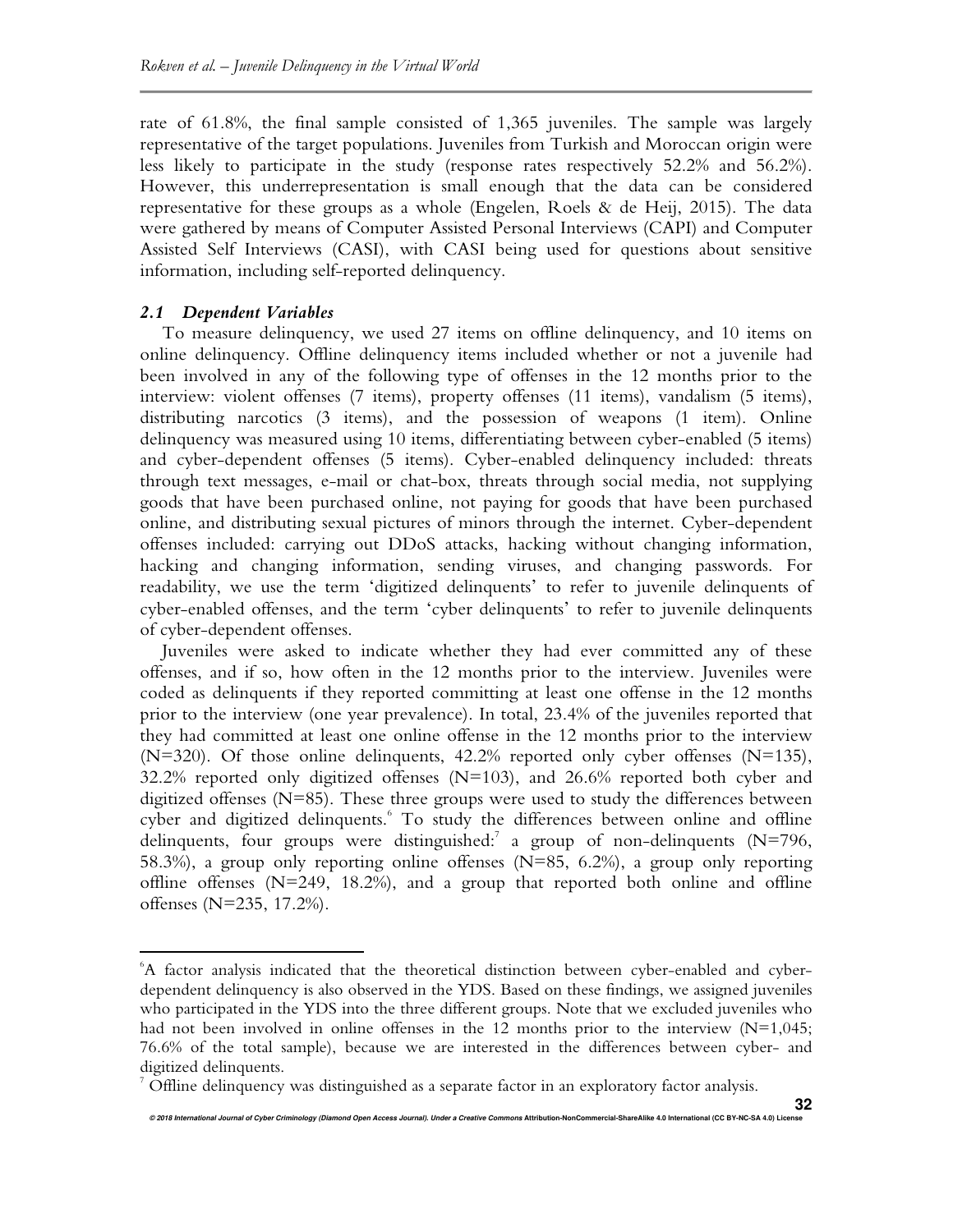rate of 61.8%, the final sample consisted of 1,365 juveniles. The sample was largely representative of the target populations. Juveniles from Turkish and Moroccan origin were less likely to participate in the study (response rates respectively 52.2% and 56.2%). However, this underrepresentation is small enough that the data can be considered representative for these groups as a whole (Engelen, Roels & de Heij, 2015). The data were gathered by means of Computer Assisted Personal Interviews (CAPI) and Computer Assisted Self Interviews (CASI), with CASI being used for questions about sensitive information, including self-reported delinquency.

### *2.1 Dependent Variables*

To measure delinquency, we used 27 items on offline delinquency, and 10 items on online delinquency. Offline delinquency items included whether or not a juvenile had been involved in any of the following type of offenses in the 12 months prior to the interview: violent offenses (7 items), property offenses (11 items), vandalism (5 items), distributing narcotics (3 items), and the possession of weapons (1 item). Online delinquency was measured using 10 items, differentiating between cyber-enabled (5 items) and cyber-dependent offenses (5 items). Cyber-enabled delinquency included: threats through text messages, e-mail or chat-box, threats through social media, not supplying goods that have been purchased online, not paying for goods that have been purchased online, and distributing sexual pictures of minors through the internet. Cyber-dependent offenses included: carrying out DDoS attacks, hacking without changing information, hacking and changing information, sending viruses, and changing passwords. For readability, we use the term 'digitized delinquents' to refer to juvenile delinquents of cyber-enabled offenses, and the term 'cyber delinquents' to refer to juvenile delinquents of cyber-dependent offenses.

Juveniles were asked to indicate whether they had ever committed any of these offenses, and if so, how often in the 12 months prior to the interview. Juveniles were coded as delinquents if they reported committing at least one offense in the 12 months prior to the interview (one year prevalence). In total, 23.4% of the juveniles reported that they had committed at least one online offense in the 12 months prior to the interview (N=320). Of those online delinquents, 42.2% reported only cyber offenses (N=135), 32.2% reported only digitized offenses (N=103), and 26.6% reported both cyber and digitized offenses (N=85). These three groups were used to study the differences between cyber and digitized delinquents.[6] To study the differences between online and offline delinquents, four groups were distinguished:[7] a group of non-delinquents (N=796, 58.3%), a group only reporting online offenses (N=85, 6.2%), a group only reporting offline offenses (N=249, 18.2%), and a group that reported both online and offline offenses (N=235, 17.2%).

---

[6] A factor analysis indicated that the theoretical distinction between cyber-enabled and cyber-dependent delinquency is also observed in the YDS. Based on these findings, we assigned juveniles who participated in the YDS into the three different groups. Note that we excluded juveniles who had not been involved in online offenses in the 12 months prior to the interview (N=1,045; 76.6% of the total sample), because we are interested in the differences between cyber- and digitized delinquents.

[7] Offline delinquency was distinguished as a separate factor in an exploratory factor analysis.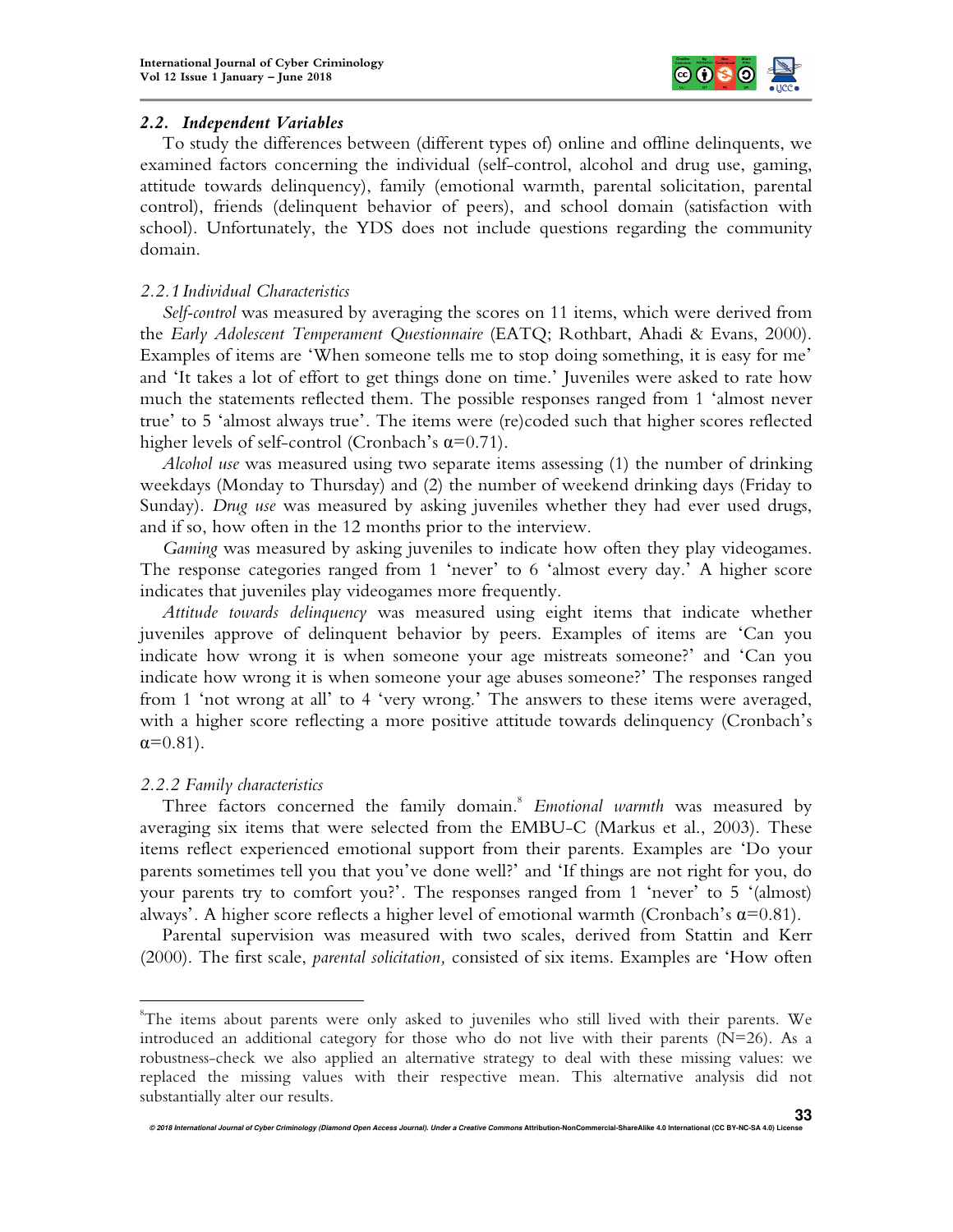### 2.2. Independent Variables

To study the differences between (different types of) online and offline delinquents, we examined factors concerning the individual (self-control, alcohol and drug use, gaming, attitude towards delinquency), family (emotional warmth, parental solicitation, parental control), friends (delinquent behavior of peers), and school domain (satisfaction with school). Unfortunately, the YDS does not include questions regarding the community domain.

#### 2.2.1 Individual Characteristics

*Self-control* was measured by averaging the scores on 11 items, which were derived from the *Early Adolescent Temperament Questionnaire* (EATQ; Rothbart, Ahadi & Evans, 2000). Examples of items are 'When someone tells me to stop doing something, it is easy for me' and 'It takes a lot of effort to get things done on time.' Juveniles were asked to rate how much the statements reflected them. The possible responses ranged from 1 'almost never true' to 5 'almost always true'. The items were (re)coded such that higher scores reflected higher levels of self-control (Cronbach's $\alpha$=0.71).

*Alcohol use* was measured using two separate items assessing (1) the number of drinking weekdays (Monday to Thursday) and (2) the number of weekend drinking days (Friday to Sunday). *Drug use* was measured by asking juveniles whether they had ever used drugs, and if so, how often in the 12 months prior to the interview.

*Gaming* was measured by asking juveniles to indicate how often they play videogames. The response categories ranged from 1 'never' to 6 'almost every day.' A higher score indicates that juveniles play videogames more frequently.

*Attitude towards delinquency* was measured using eight items that indicate whether juveniles approve of delinquent behavior by peers. Examples of items are 'Can you indicate how wrong it is when someone your age mistreats someone?' and 'Can you indicate how wrong it is when someone your age abuses someone?' The responses ranged from 1 'not wrong at all' to 4 'very wrong.' The answers to these items were averaged, with a higher score reflecting a more positive attitude towards delinquency (Cronbach's $\alpha$=0.81).

#### 2.2.2 Family characteristics

Three factors concerned the family domain.[8] *Emotional warmth* was measured by averaging six items that were selected from the EMBU-C (Markus et al., 2003). These items reflect experienced emotional support from their parents. Examples are 'Do your parents sometimes tell you that you've done well?' and 'If things are not right for you, do your parents try to comfort you?'. The responses ranged from 1 'never' to 5 '(almost) always'. A higher score reflects a higher level of emotional warmth (Cronbach's $\alpha$=0.81).

Parental supervision was measured with two scales, derived from Stattin and Kerr (2000). The first scale, *parental solicitation,* consisted of six items. Examples are 'How often

---

[8] The items about parents were only asked to juveniles who still lived with their parents. We introduced an additional category for those who do not live with their parents (N=26). As a robustness-check we also applied an alternative strategy to deal with these missing values: we replaced the missing values with their respective mean. This alternative analysis did not substantially alter our results.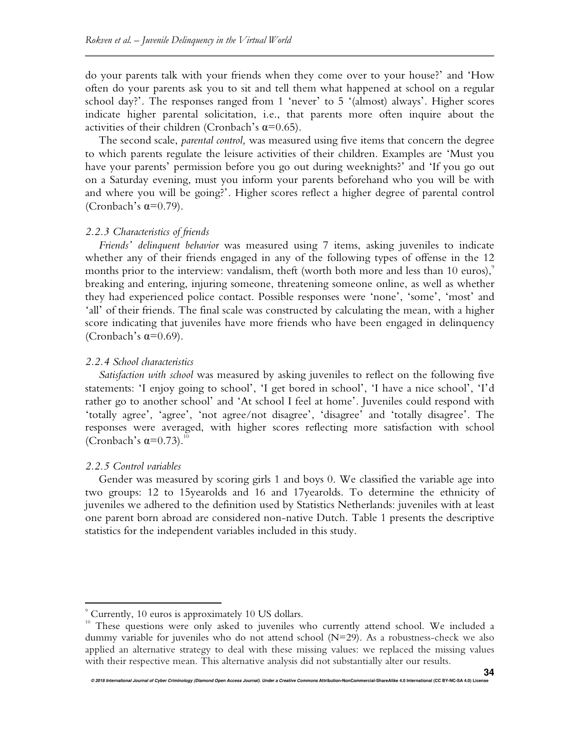do your parents talk with your friends when they come over to your house?' and 'How often do your parents ask you to sit and tell them what happened at school on a regular school day?'. The responses ranged from 1 'never' to 5 '(almost) always'. Higher scores indicate higher parental solicitation, i.e., that parents more often inquire about the activities of their children (Cronbach's $\alpha$=0.65).

The second scale, *parental control,* was measured using five items that concern the degree to which parents regulate the leisure activities of their children. Examples are 'Must you have your parents' permission before you go out during weeknights?' and 'If you go out on a Saturday evening, must you inform your parents beforehand who you will be with and where you will be going?'. Higher scores reflect a higher degree of parental control (Cronbach's $\alpha$=0.79).

### *2.2.3 Characteristics of friends*

*Friends' delinquent behavior* was measured using 7 items, asking juveniles to indicate whether any of their friends engaged in any of the following types of offense in the 12 months prior to the interview: vandalism, theft (worth both more and less than 10 euros),[9] breaking and entering, injuring someone, threatening someone online, as well as whether they had experienced police contact. Possible responses were 'none', 'some', 'most' and 'all' of their friends. The final scale was constructed by calculating the mean, with a higher score indicating that juveniles have more friends who have been engaged in delinquency (Cronbach's $\alpha$=0.69).

### *2.2.4 School characteristics*

*Satisfaction with school* was measured by asking juveniles to reflect on the following five statements: 'I enjoy going to school', 'I get bored in school', 'I have a nice school', 'I'd rather go to another school' and 'At school I feel at home'. Juveniles could respond with 'totally agree', 'agree', 'not agree/not disagree', 'disagree' and 'totally disagree'. The responses were averaged, with higher scores reflecting more satisfaction with school (Cronbach's $\alpha$=0.73).[10]

### *2.2.5 Control variables*

Gender was measured by scoring girls 1 and boys 0. We classified the variable age into two groups: 12 to 15yearolds and 16 and 17yearolds. To determine the ethnicity of juveniles we adhered to the definition used by Statistics Netherlands: juveniles with at least one parent born abroad are considered non-native Dutch. Table 1 presents the descriptive statistics for the independent variables included in this study.

---

[9] Currently, 10 euros is approximately 10 US dollars.

[10] These questions were only asked to juveniles who currently attend school. We included a dummy variable for juveniles who do not attend school (N=29). As a robustness-check we also applied an alternative strategy to deal with these missing values: we replaced the missing values with their respective mean. This alternative analysis did not substantially alter our results.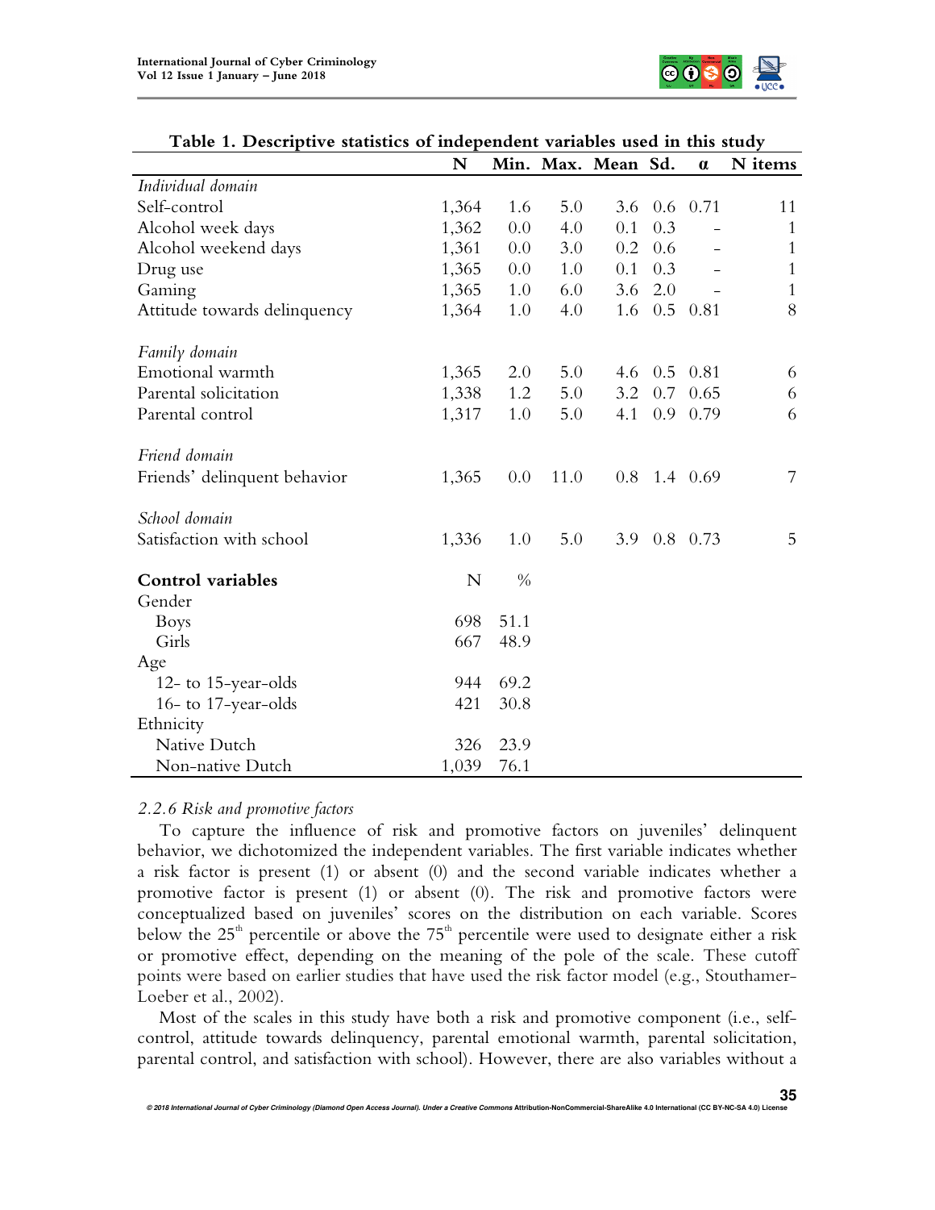**Table 1. Descriptive statistics of independent variables used in this study**

| | N | Min. | Max. | Mean | Sd. | α | N items |
|---|---|---|---|---|---|---|---|
| *Individual domain* | | | | | | | |
| Self-control | 1,364 | 1.6 | 5.0 | 3.6 | 0.6 | 0.71 | 11 |
| Alcohol week days | 1,362 | 0.0 | 4.0 | 0.1 | 0.3 | - | 1 |
| Alcohol weekend days | 1,361 | 0.0 | 3.0 | 0.2 | 0.6 | - | 1 |
| Drug use | 1,365 | 0.0 | 1.0 | 0.1 | 0.3 | - | 1 |
| Gaming | 1,365 | 1.0 | 6.0 | 3.6 | 2.0 | - | 1 |
| Attitude towards delinquency | 1,364 | 1.0 | 4.0 | 1.6 | 0.5 | 0.81 | 8 |
| *Family domain* | | | | | | | |
| Emotional warmth | 1,365 | 2.0 | 5.0 | 4.6 | 0.5 | 0.81 | 6 |
| Parental solicitation | 1,338 | 1.2 | 5.0 | 3.2 | 0.7 | 0.65 | 6 |
| Parental control | 1,317 | 1.0 | 5.0 | 4.1 | 0.9 | 0.79 | 6 |
| *Friend domain* | | | | | | | |
| Friends' delinquent behavior | 1,365 | 0.0 | 11.0 | 0.8 | 1.4 | 0.69 | 7 |
| *School domain* | | | | | | | |
| Satisfaction with school | 1,336 | 1.0 | 5.0 | 3.9 | 0.8 | 0.73 | 5 |
| **Control variables** | N | % | | | | | |
| Gender | | | | | | | |
| Boys | 698 | 51.1 | | | | | |
| Girls | 667 | 48.9 | | | | | |
| Age | | | | | | | |
| 12- to 15-year-olds | 944 | 69.2 | | | | | |
| 16- to 17-year-olds | 421 | 30.8 | | | | | |
| Ethnicity | | | | | | | |
| Native Dutch | 326 | 23.9 | | | | | |
| Non-native Dutch | 1,039 | 76.1 | | | | | |

*2.2.6 Risk and promotive factors*

To capture the influence of risk and promotive factors on juveniles' delinquent behavior, we dichotomized the independent variables. The first variable indicates whether a risk factor is present (1) or absent (0) and the second variable indicates whether a promotive factor is present (1) or absent (0). The risk and promotive factors were conceptualized based on juveniles' scores on the distribution on each variable. Scores below the 25th percentile or above the 75th percentile were used to designate either a risk or promotive effect, depending on the meaning of the pole of the scale. These cutoff points were based on earlier studies that have used the risk factor model (e.g., Stouthamer-Loeber et al., 2002).

Most of the scales in this study have both a risk and promotive component (i.e., self-control, attitude towards delinquency, parental emotional warmth, parental solicitation, parental control, and satisfaction with school). However, there are also variables without a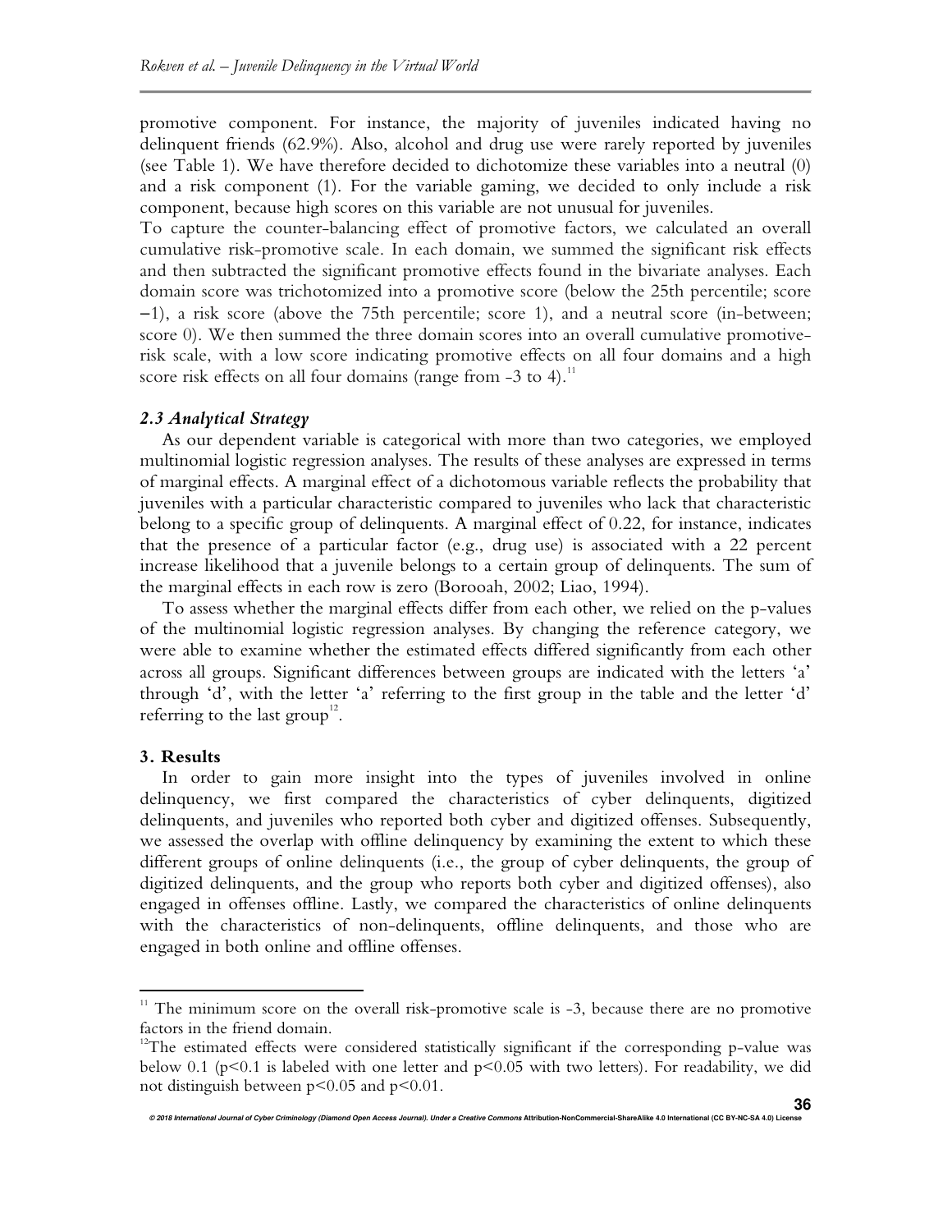promotive component. For instance, the majority of juveniles indicated having no delinquent friends (62.9%). Also, alcohol and drug use were rarely reported by juveniles (see Table 1). We have therefore decided to dichotomize these variables into a neutral (0) and a risk component (1). For the variable gaming, we decided to only include a risk component, because high scores on this variable are not unusual for juveniles.

To capture the counter-balancing effect of promotive factors, we calculated an overall cumulative risk-promotive scale. In each domain, we summed the significant risk effects and then subtracted the significant promotive effects found in the bivariate analyses. Each domain score was trichotomized into a promotive score (below the 25th percentile; score −1), a risk score (above the 75th percentile; score 1), and a neutral score (in-between; score 0). We then summed the three domain scores into an overall cumulative promotive-risk scale, with a low score indicating promotive effects on all four domains and a high score risk effects on all four domains (range from -3 to 4).[11]

### *2.3 Analytical Strategy*

As our dependent variable is categorical with more than two categories, we employed multinomial logistic regression analyses. The results of these analyses are expressed in terms of marginal effects. A marginal effect of a dichotomous variable reflects the probability that juveniles with a particular characteristic compared to juveniles who lack that characteristic belong to a specific group of delinquents. A marginal effect of 0.22, for instance, indicates that the presence of a particular factor (e.g., drug use) is associated with a 22 percent increase likelihood that a juvenile belongs to a certain group of delinquents. The sum of the marginal effects in each row is zero (Borooah, 2002; Liao, 1994).

To assess whether the marginal effects differ from each other, we relied on the p-values of the multinomial logistic regression analyses. By changing the reference category, we were able to examine whether the estimated effects differed significantly from each other across all groups. Significant differences between groups are indicated with the letters 'a' through 'd', with the letter 'a' referring to the first group in the table and the letter 'd' referring to the last group[12].

## 3. Results

In order to gain more insight into the types of juveniles involved in online delinquency, we first compared the characteristics of cyber delinquents, digitized delinquents, and juveniles who reported both cyber and digitized offenses. Subsequently, we assessed the overlap with offline delinquency by examining the extent to which these different groups of online delinquents (i.e., the group of cyber delinquents, the group of digitized delinquents, and the group who reports both cyber and digitized offenses), also engaged in offenses offline. Lastly, we compared the characteristics of online delinquents with the characteristics of non-delinquents, offline delinquents, and those who are engaged in both online and offline offenses.

---

[11] The minimum score on the overall risk-promotive scale is -3, because there are no promotive factors in the friend domain.

[12] The estimated effects were considered statistically significant if the corresponding p-value was below 0.1 ($p<0.1$ is labeled with one letter and $p<0.05$ with two letters). For readability, we did not distinguish between $p<0.05$ and $p<0.01$.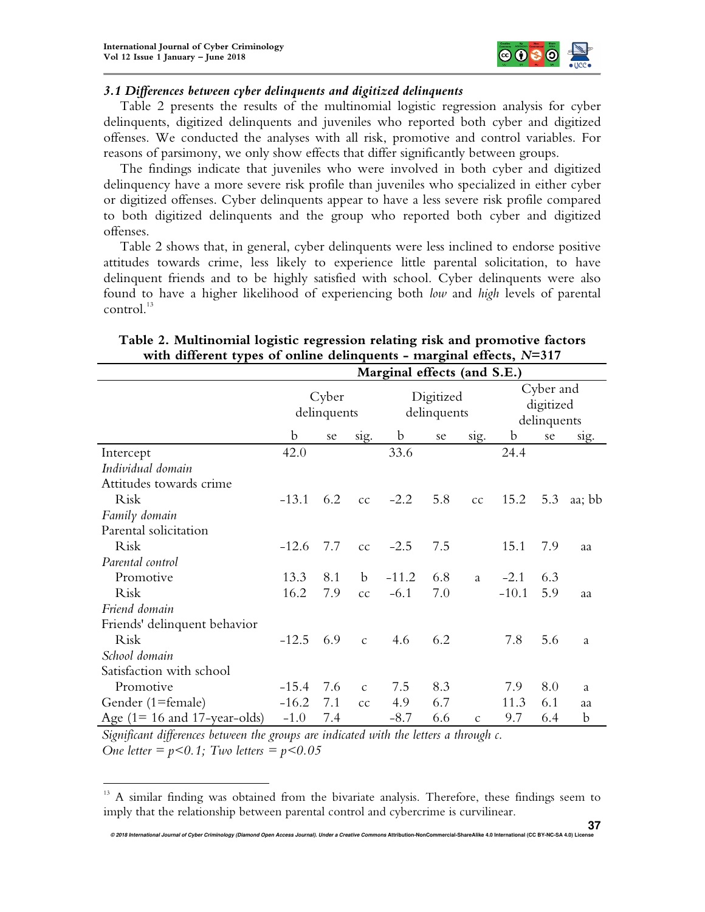### *3.1 Differences between cyber delinquents and digitized delinquents*

Table 2 presents the results of the multinomial logistic regression analysis for cyber delinquents, digitized delinquents and juveniles who reported both cyber and digitized offenses. We conducted the analyses with all risk, promotive and control variables. For reasons of parsimony, we only show effects that differ significantly between groups.

The findings indicate that juveniles who were involved in both cyber and digitized delinquency have a more severe risk profile than juveniles who specialized in either cyber or digitized offenses. Cyber delinquents appear to have a less severe risk profile compared to both digitized delinquents and the group who reported both cyber and digitized offenses.

Table 2 shows that, in general, cyber delinquents were less inclined to endorse positive attitudes towards crime, less likely to experience little parental solicitation, to have delinquent friends and to be highly satisfied with school. Cyber delinquents were also found to have a higher likelihood of experiencing both *low* and *high* levels of parental control.[13]

**Table 2. Multinomial logistic regression relating risk and promotive factors with different types of online delinquents - marginal effects, *N*=317**

| | Marginal effects (and S.E.) | | | | | | | | |
|---|---|---|---|---|---|---|---|---|---|
| | Cyber delinquents | | | Digitized delinquents | | | Cyber and digitized delinquents | | |
| | b | se | sig. | b | se | sig. | b | se | sig. |
| Intercept | 42.0 | | | 33.6 | | | 24.4 | | |
| *Individual domain* | | | | | | | | | |
| Attitudes towards crime | | | | | | | | | |
| Risk | -13.1 | 6.2 | cc | -2.2 | 5.8 | cc | 15.2 | 5.3 | aa; bb |
| *Family domain* | | | | | | | | | |
| Parental solicitation | | | | | | | | | |
| Risk | -12.6 | 7.7 | cc | -2.5 | 7.5 | | 15.1 | 7.9 | aa |
| *Parental control* | | | | | | | | | |
| Promotive | 13.3 | 8.1 | b | -11.2 | 6.8 | a | -2.1 | 6.3 | |
| Risk | 16.2 | 7.9 | cc | -6.1 | 7.0 | | -10.1 | 5.9 | aa |
| *Friend domain* | | | | | | | | | |
| Friends' delinquent behavior | | | | | | | | | |
| Risk | -12.5 | 6.9 | c | 4.6 | 6.2 | | 7.8 | 5.6 | a |
| *School domain* | | | | | | | | | |
| Satisfaction with school | | | | | | | | | |
| Promotive | -15.4 | 7.6 | c | 7.5 | 8.3 | | 7.9 | 8.0 | a |
| Gender (1=female) | -16.2 | 7.1 | cc | 4.9 | 6.7 | | 11.3 | 6.1 | aa |
| Age (1= 16 and 17-year-olds) | -1.0 | 7.4 | | -8.7 | 6.6 | c | 9.7 | 6.4 | b |

*Significant differences between the groups are indicated with the letters a through c.*
*One letter = $p<0.1$; Two letters = $p<0.05$*

---

[13] A similar finding was obtained from the bivariate analysis. Therefore, these findings seem to imply that the relationship between parental control and cybercrime is curvilinear.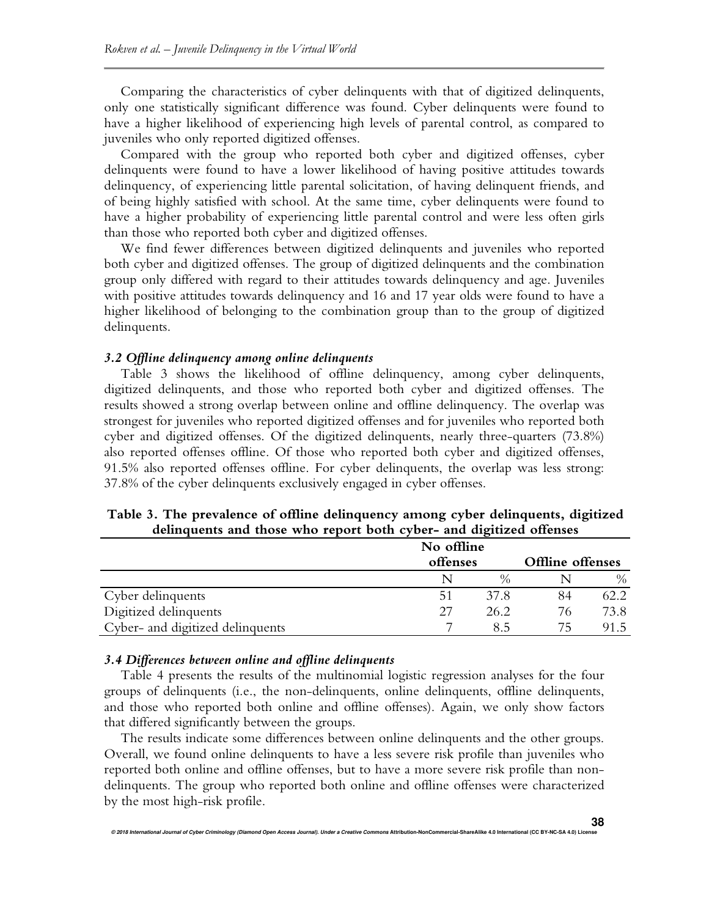Comparing the characteristics of cyber delinquents with that of digitized delinquents, only one statistically significant difference was found. Cyber delinquents were found to have a higher likelihood of experiencing high levels of parental control, as compared to juveniles who only reported digitized offenses.

Compared with the group who reported both cyber and digitized offenses, cyber delinquents were found to have a lower likelihood of having positive attitudes towards delinquency, of experiencing little parental solicitation, of having delinquent friends, and of being highly satisfied with school. At the same time, cyber delinquents were found to have a higher probability of experiencing little parental control and were less often girls than those who reported both cyber and digitized offenses.

We find fewer differences between digitized delinquents and juveniles who reported both cyber and digitized offenses. The group of digitized delinquents and the combination group only differed with regard to their attitudes towards delinquency and age. Juveniles with positive attitudes towards delinquency and 16 and 17 year olds were found to have a higher likelihood of belonging to the combination group than to the group of digitized delinquents.

### *3.2 Offline delinquency among online delinquents*

Table 3 shows the likelihood of offline delinquency, among cyber delinquents, digitized delinquents, and those who reported both cyber and digitized offenses. The results showed a strong overlap between online and offline delinquency. The overlap was strongest for juveniles who reported digitized offenses and for juveniles who reported both cyber and digitized offenses. Of the digitized delinquents, nearly three-quarters (73.8%) also reported offenses offline. Of those who reported both cyber and digitized offenses, 91.5% also reported offenses offline. For cyber delinquents, the overlap was less strong: 37.8% of the cyber delinquents exclusively engaged in cyber offenses.

**Table 3. The prevalence of offline delinquency among cyber delinquents, digitized delinquents and those who report both cyber- and digitized offenses**

| | No offline offenses | | Offline offenses | |
|---|---|---|---|---|
| | N | % | N | % |
| Cyber delinquents | 51 | 37.8 | 84 | 62.2 |
| Digitized delinquents | 27 | 26.2 | 76 | 73.8 |
| Cyber- and digitized delinquents | 7 | 8.5 | 75 | 91.5 |

### *3.4 Differences between online and offline delinquents*

Table 4 presents the results of the multinomial logistic regression analyses for the four groups of delinquents (i.e., the non-delinquents, online delinquents, offline delinquents, and those who reported both online and offline offenses). Again, we only show factors that differed significantly between the groups.

The results indicate some differences between online delinquents and the other groups. Overall, we found online delinquents to have a less severe risk profile than juveniles who reported both online and offline offenses, but to have a more severe risk profile than non-delinquents. The group who reported both online and offline offenses were characterized by the most high-risk profile.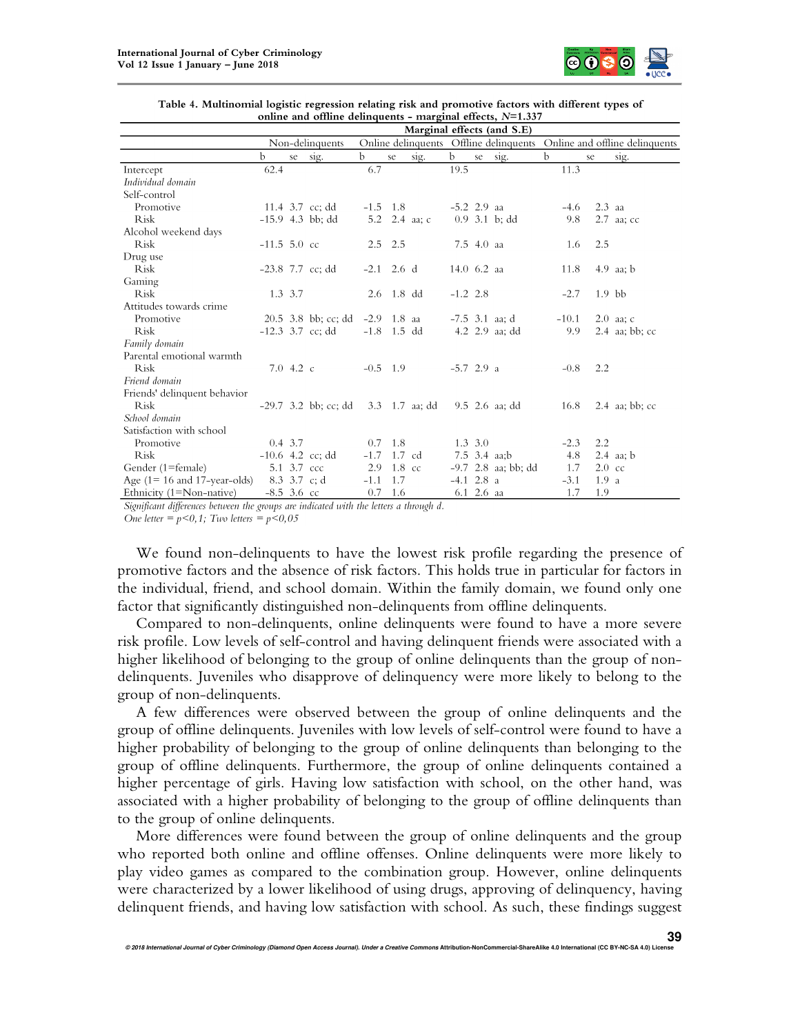**Table 4. Multinomial logistic regression relating risk and promotive factors with different types of online and offline delinquents - marginal effects, *N*=1.337**

| | Marginal effects (and S.E) | | | | | | | | | | | |
|---|---|---|---|---|---|---|---|---|---|---|---|---|
| | Non-delinquents | | | Online delinquents | | | Offline delinquents | | | Online and offline delinquents | | |
| | b | se | sig. | b | se | sig. | b | se | sig. | b | se | sig. |
| Intercept | 62.4 | | | 6.7 | | | 19.5 | | | 11.3 | | |
| *Individual domain* | | | | | | | | | | | | |
| Self-control | | | | | | | | | | | | |
| Promotive | 11.4 | 3.7 | cc; dd | -1.5 | 1.8 | | -5.2 | 2.9 | aa | -4.6 | 2.3 | aa |
| Risk | -15.9 | 4.3 | bb; dd | 5.2 | 2.4 | aa; c | 0.9 | 3.1 | b; dd | 9.8 | 2.7 | aa; cc |
| Alcohol weekend days | | | | | | | | | | | | |
| Risk | -11.5 | 5.0 | cc | 2.5 | 2.5 | | 7.5 | 4.0 | aa | 1.6 | 2.5 | |
| Drug use | | | | | | | | | | | | |
| Risk | -23.8 | 7.7 | cc; dd | -2.1 | 2.6 | d | 14.0 | 6.2 | aa | 11.8 | 4.9 | aa; b |
| Gaming | | | | | | | | | | | | |
| Risk | 1.3 | 3.7 | | 2.6 | 1.8 | dd | -1.2 | 2.8 | | -2.7 | 1.9 | bb |
| Attitudes towards crime | | | | | | | | | | | | |
| Promotive | 20.5 | 3.8 | bb; cc; dd | -2.9 | 1.8 | aa | -7.5 | 3.1 | aa; d | -10.1 | 2.0 | aa; c |
| Risk | -12.3 | 3.7 | cc; dd | -1.8 | 1.5 | dd | 4.2 | 2.9 | aa; dd | 9.9 | 2.4 | aa; bb; cc |
| *Family domain* | | | | | | | | | | | | |
| Parental emotional warmth | | | | | | | | | | | | |
| Risk | 7.0 | 4.2 | c | -0.5 | 1.9 | | -5.7 | 2.9 | a | -0.8 | 2.2 | |
| *Friend domain* | | | | | | | | | | | | |
| Friends' delinquent behavior | | | | | | | | | | | | |
| Risk | -29.7 | 3.2 | bb; cc; dd | 3.3 | 1.7 | aa; dd | 9.5 | 2.6 | aa; dd | 16.8 | 2.4 | aa; bb; cc |
| *School domain* | | | | | | | | | | | | |
| Satisfaction with school | | | | | | | | | | | | |
| Promotive | 0.4 | 3.7 | | 0.7 | 1.8 | | 1.3 | 3.0 | | -2.3 | 2.2 | |
| Risk | -10.6 | 4.2 | cc; dd | -1.7 | 1.7 | cd | 7.5 | 3.4 | aa;b | 4.8 | 2.4 | aa; b |
| Gender (1=female) | 5.1 | 3.7 | ccc | 2.9 | 1.8 | cc | -9.7 | 2.8 | aa; bb; dd | 1.7 | 2.0 | cc |
| Age (1= 16 and 17-year-olds) | 8.3 | 3.7 | c; d | -1.1 | 1.7 | | -4.1 | 2.8 | a | -3.1 | 1.9 | a |
| Ethnicity (1=Non-native) | -8.5 | 3.6 | cc | 0.7 | 1.6 | | 6.1 | 2.6 | aa | 1.7 | 1.9 | |

*Significant differences between the groups are indicated with the letters a through d.*
*One letter = p<0,1; Two letters = p<0,05*

We found non-delinquents to have the lowest risk profile regarding the presence of promotive factors and the absence of risk factors. This holds true in particular for factors in the individual, friend, and school domain. Within the family domain, we found only one factor that significantly distinguished non-delinquents from offline delinquents.

Compared to non-delinquents, online delinquents were found to have a more severe risk profile. Low levels of self-control and having delinquent friends were associated with a higher likelihood of belonging to the group of online delinquents than the group of non-delinquents. Juveniles who disapprove of delinquency were more likely to belong to the group of non-delinquents.

A few differences were observed between the group of online delinquents and the group of offline delinquents. Juveniles with low levels of self-control were found to have a higher probability of belonging to the group of online delinquents than belonging to the group of offline delinquents. Furthermore, the group of online delinquents contained a higher percentage of girls. Having low satisfaction with school, on the other hand, was associated with a higher probability of belonging to the group of offline delinquents than to the group of online delinquents.

More differences were found between the group of online delinquents and the group who reported both online and offline offenses. Online delinquents were more likely to play video games as compared to the combination group. However, online delinquents were characterized by a lower likelihood of using drugs, approving of delinquency, having delinquent friends, and having low satisfaction with school. As such, these findings suggest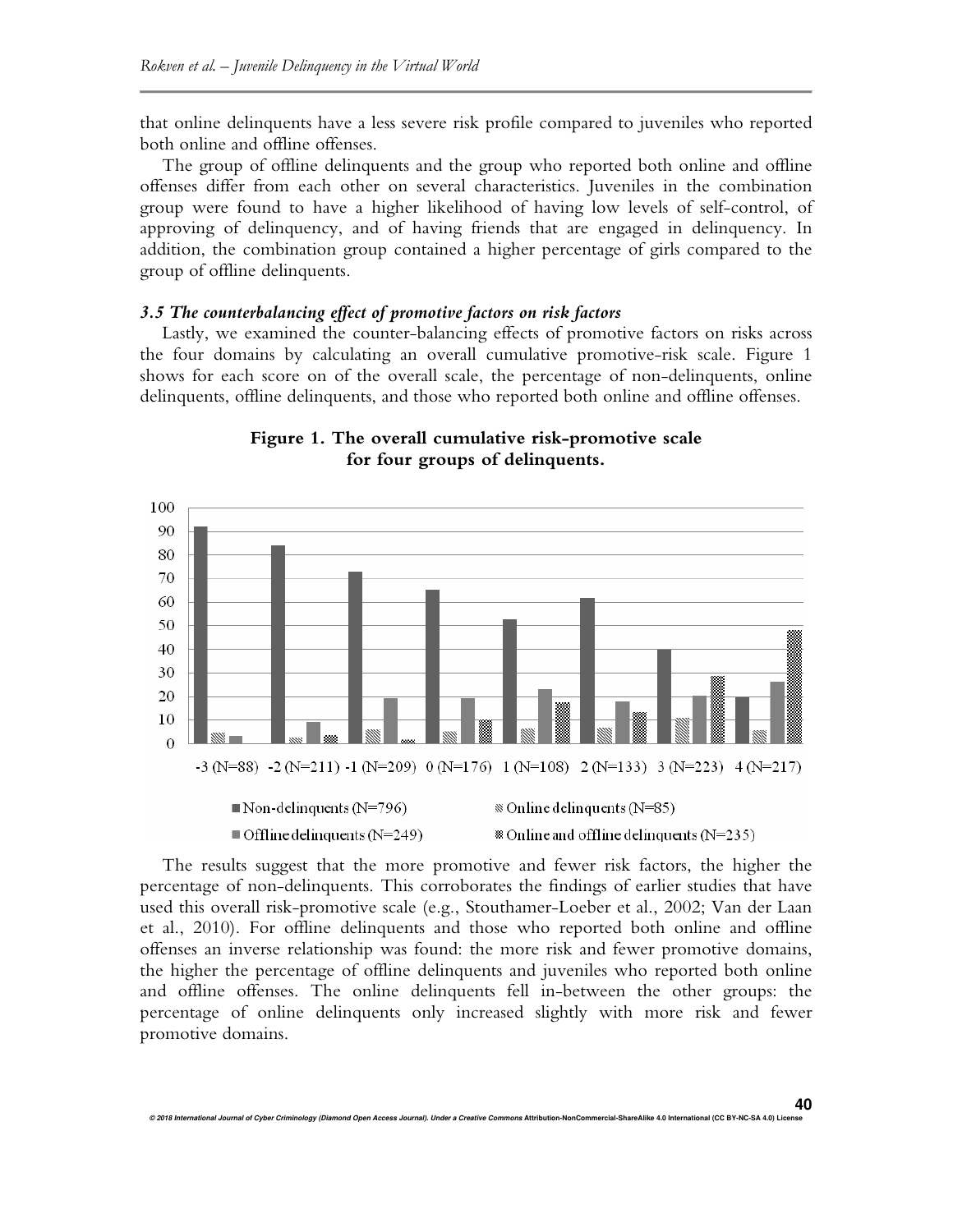that online delinquents have a less severe risk profile compared to juveniles who reported both online and offline offenses.

The group of offline delinquents and the group who reported both online and offline offenses differ from each other on several characteristics. Juveniles in the combination group were found to have a higher likelihood of having low levels of self-control, of approving of delinquency, and of having friends that are engaged in delinquency. In addition, the combination group contained a higher percentage of girls compared to the group of offline delinquents.

### *3.5 The counterbalancing effect of promotive factors on risk factors*

Lastly, we examined the counter-balancing effects of promotive factors on risks across the four domains by calculating an overall cumulative promotive-risk scale. Figure 1 shows for each score on of the overall scale, the percentage of non-delinquents, online delinquents, offline delinquents, and those who reported both online and offline offenses.

**Figure 1. The overall cumulative risk-promotive scale for four groups of delinquents.**

The results suggest that the more promotive and fewer risk factors, the higher the percentage of non-delinquents. This corroborates the findings of earlier studies that have used this overall risk-promotive scale (e.g., Stouthamer-Loeber et al., 2002; Van der Laan et al., 2010). For offline delinquents and those who reported both online and offline offenses an inverse relationship was found: the more risk and fewer promotive domains, the higher the percentage of offline delinquents and juveniles who reported both online and offline offenses. The online delinquents fell in-between the other groups: the percentage of online delinquents only increased slightly with more risk and fewer promotive domains.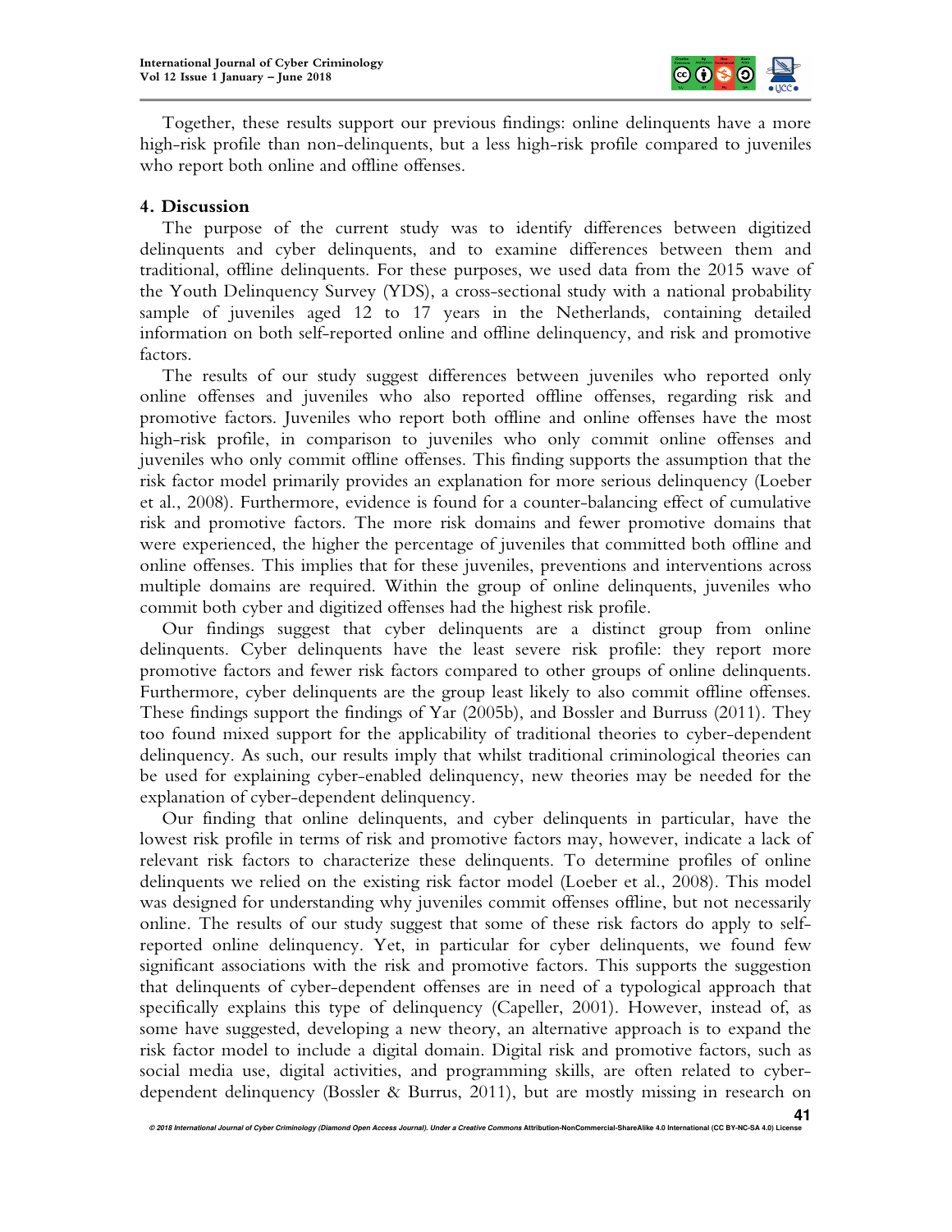Together, these results support our previous findings: online delinquents have a more high-risk profile than non-delinquents, but a less high-risk profile compared to juveniles who report both online and offline offenses.

## 4. Discussion

The purpose of the current study was to identify differences between digitized delinquents and cyber delinquents, and to examine differences between them and traditional, offline delinquents. For these purposes, we used data from the 2015 wave of the Youth Delinquency Survey (YDS), a cross-sectional study with a national probability sample of juveniles aged 12 to 17 years in the Netherlands, containing detailed information on both self-reported online and offline delinquency, and risk and promotive factors.

The results of our study suggest differences between juveniles who reported only online offenses and juveniles who also reported offline offenses, regarding risk and promotive factors. Juveniles who report both offline and online offenses have the most high-risk profile, in comparison to juveniles who only commit online offenses and juveniles who only commit offline offenses. This finding supports the assumption that the risk factor model primarily provides an explanation for more serious delinquency (Loeber et al., 2008). Furthermore, evidence is found for a counter-balancing effect of cumulative risk and promotive factors. The more risk domains and fewer promotive domains that were experienced, the higher the percentage of juveniles that committed both offline and online offenses. This implies that for these juveniles, preventions and interventions across multiple domains are required. Within the group of online delinquents, juveniles who commit both cyber and digitized offenses had the highest risk profile.

Our findings suggest that cyber delinquents are a distinct group from online delinquents. Cyber delinquents have the least severe risk profile: they report more promotive factors and fewer risk factors compared to other groups of online delinquents. Furthermore, cyber delinquents are the group least likely to also commit offline offenses. These findings support the findings of Yar (2005b), and Bossler and Burruss (2011). They too found mixed support for the applicability of traditional theories to cyber-dependent delinquency. As such, our results imply that whilst traditional criminological theories can be used for explaining cyber-enabled delinquency, new theories may be needed for the explanation of cyber-dependent delinquency.

Our finding that online delinquents, and cyber delinquents in particular, have the lowest risk profile in terms of risk and promotive factors may, however, indicate a lack of relevant risk factors to characterize these delinquents. To determine profiles of online delinquents we relied on the existing risk factor model (Loeber et al., 2008). This model was designed for understanding why juveniles commit offenses offline, but not necessarily online. The results of our study suggest that some of these risk factors do apply to self-reported online delinquency. Yet, in particular for cyber delinquents, we found few significant associations with the risk and promotive factors. This supports the suggestion that delinquents of cyber-dependent offenses are in need of a typological approach that specifically explains this type of delinquency (Capeller, 2001). However, instead of, as some have suggested, developing a new theory, an alternative approach is to expand the risk factor model to include a digital domain. Digital risk and promotive factors, such as social media use, digital activities, and programming skills, are often related to cyber-dependent delinquency (Bossler & Burrus, 2011), but are mostly missing in research on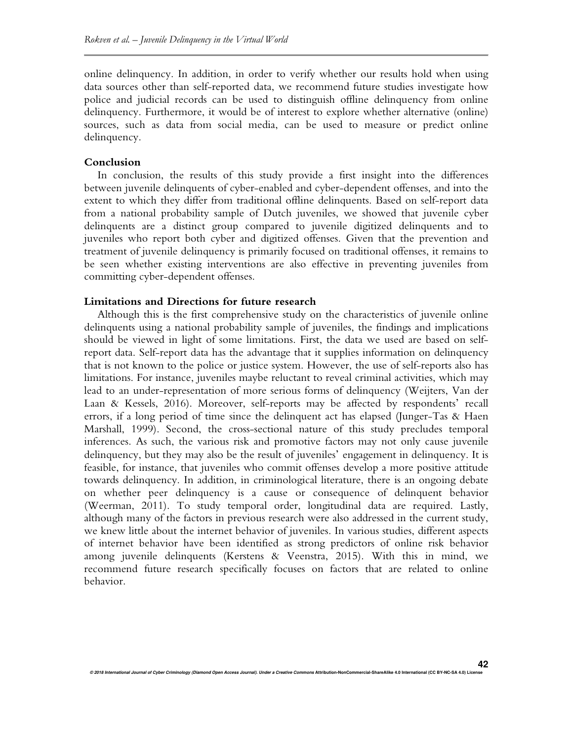online delinquency. In addition, in order to verify whether our results hold when using data sources other than self-reported data, we recommend future studies investigate how police and judicial records can be used to distinguish offline delinquency from online delinquency. Furthermore, it would be of interest to explore whether alternative (online) sources, such as data from social media, can be used to measure or predict online delinquency.

### Conclusion

In conclusion, the results of this study provide a first insight into the differences between juvenile delinquents of cyber-enabled and cyber-dependent offenses, and into the extent to which they differ from traditional offline delinquents. Based on self-report data from a national probability sample of Dutch juveniles, we showed that juvenile cyber delinquents are a distinct group compared to juvenile digitized delinquents and to juveniles who report both cyber and digitized offenses. Given that the prevention and treatment of juvenile delinquency is primarily focused on traditional offenses, it remains to be seen whether existing interventions are also effective in preventing juveniles from committing cyber-dependent offenses.

### Limitations and Directions for future research

Although this is the first comprehensive study on the characteristics of juvenile online delinquents using a national probability sample of juveniles, the findings and implications should be viewed in light of some limitations. First, the data we used are based on self-report data. Self-report data has the advantage that it supplies information on delinquency that is not known to the police or justice system. However, the use of self-reports also has limitations. For instance, juveniles maybe reluctant to reveal criminal activities, which may lead to an under-representation of more serious forms of delinquency (Weijters, Van der Laan & Kessels, 2016). Moreover, self-reports may be affected by respondents' recall errors, if a long period of time since the delinquent act has elapsed (Junger-Tas & Haen Marshall, 1999). Second, the cross-sectional nature of this study precludes temporal inferences. As such, the various risk and promotive factors may not only cause juvenile delinquency, but they may also be the result of juveniles' engagement in delinquency. It is feasible, for instance, that juveniles who commit offenses develop a more positive attitude towards delinquency. In addition, in criminological literature, there is an ongoing debate on whether peer delinquency is a cause or consequence of delinquent behavior (Weerman, 2011). To study temporal order, longitudinal data are required. Lastly, although many of the factors in previous research were also addressed in the current study, we knew little about the internet behavior of juveniles. In various studies, different aspects of internet behavior have been identified as strong predictors of online risk behavior among juvenile delinquents (Kerstens & Veenstra, 2015). With this in mind, we recommend future research specifically focuses on factors that are related to online behavior.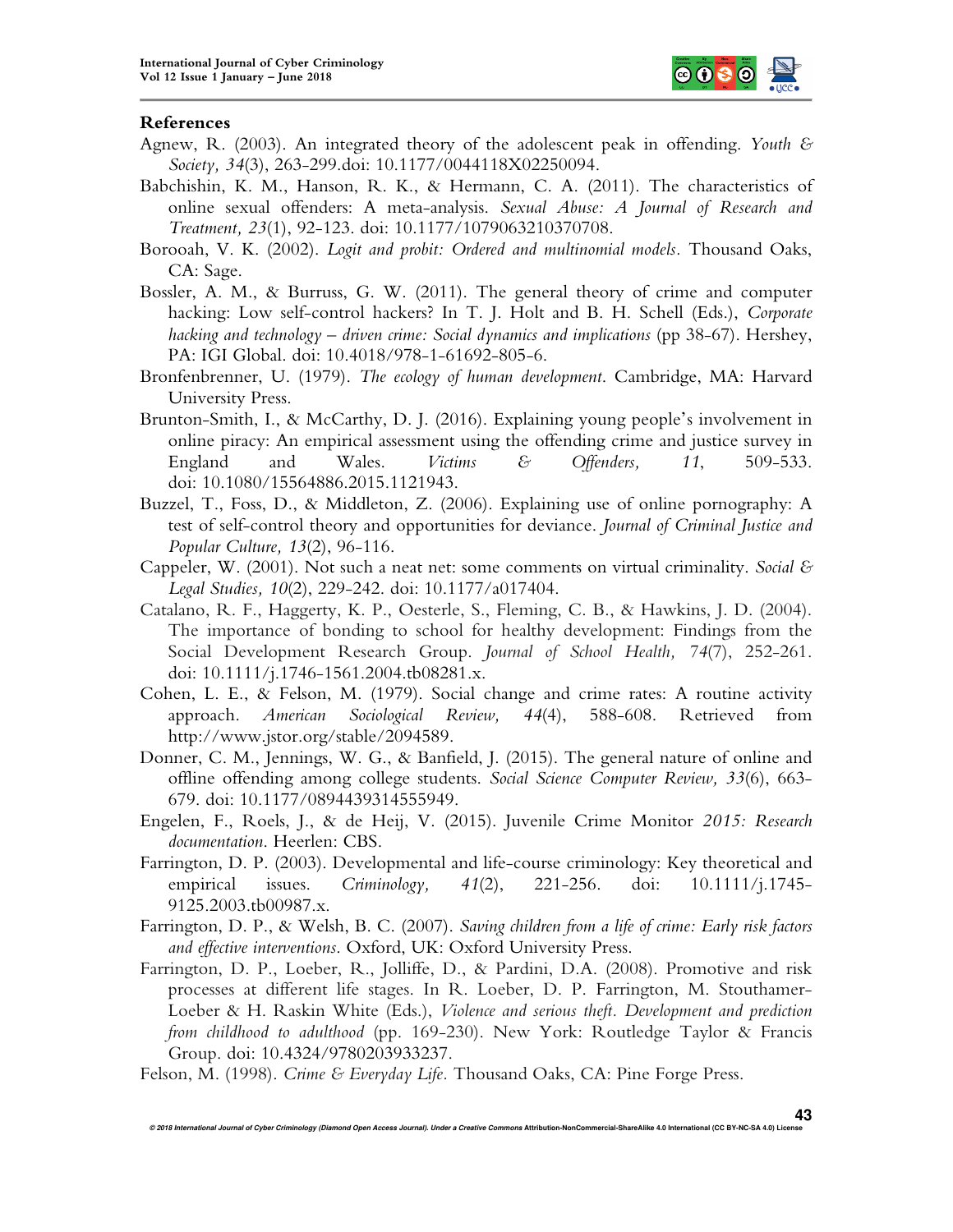**References**

Agnew, R. (2003). An integrated theory of the adolescent peak in offending. *Youth & Society, 34*(3), 263-299.doi: 10.1177/0044118X02250094.

Babchishin, K. M., Hanson, R. K., & Hermann, C. A. (2011). The characteristics of online sexual offenders: A meta-analysis. *Sexual Abuse: A Journal of Research and Treatment, 23*(1), 92-123. doi: 10.1177/1079063210370708.

Borooah, V. K. (2002). *Logit and probit: Ordered and multinomial models*. Thousand Oaks, CA: Sage.

Bossler, A. M., & Burruss, G. W. (2011). The general theory of crime and computer hacking: Low self-control hackers? In T. J. Holt and B. H. Schell (Eds.), *Corporate hacking and technology – driven crime: Social dynamics and implications* (pp 38-67). Hershey, PA: IGI Global. doi: 10.4018/978-1-61692-805-6.

Bronfenbrenner, U. (1979). *The ecology of human development*. Cambridge, MA: Harvard University Press.

Brunton-Smith, I., & McCarthy, D. J. (2016). Explaining young people's involvement in online piracy: An empirical assessment using the offending crime and justice survey in England and Wales. *Victims & Offenders, 11*, 509-533. doi: 10.1080/15564886.2015.1121943.

Buzzel, T., Foss, D., & Middleton, Z. (2006). Explaining use of online pornography: A test of self-control theory and opportunities for deviance. *Journal of Criminal Justice and Popular Culture, 13*(2), 96-116.

Cappeler, W. (2001). Not such a neat net: some comments on virtual criminality. *Social & Legal Studies, 10*(2), 229-242. doi: 10.1177/a017404.

Catalano, R. F., Haggerty, K. P., Oesterle, S., Fleming, C. B., & Hawkins, J. D. (2004). The importance of bonding to school for healthy development: Findings from the Social Development Research Group. *Journal of School Health, 74*(7), 252-261. doi: 10.1111/j.1746-1561.2004.tb08281.x.

Cohen, L. E., & Felson, M. (1979). Social change and crime rates: A routine activity approach. *American Sociological Review, 44*(4), 588-608. Retrieved from http://www.jstor.org/stable/2094589.

Donner, C. M., Jennings, W. G., & Banfield, J. (2015). The general nature of online and offline offending among college students. *Social Science Computer Review, 33*(6), 663-679. doi: 10.1177/0894439314555949.

Engelen, F., Roels, J., & de Heij, V. (2015). Juvenile Crime Monitor *2015: Research documentation*. Heerlen: CBS.

Farrington, D. P. (2003). Developmental and life-course criminology: Key theoretical and empirical issues. *Criminology, 41*(2), 221-256. doi: 10.1111/j.1745-9125.2003.tb00987.x.

Farrington, D. P., & Welsh, B. C. (2007). *Saving children from a life of crime: Early risk factors and effective interventions*. Oxford, UK: Oxford University Press.

Farrington, D. P., Loeber, R., Jolliffe, D., & Pardini, D.A. (2008). Promotive and risk processes at different life stages. In R. Loeber, D. P. Farrington, M. Stouthamer-Loeber & H. Raskin White (Eds.), *Violence and serious theft. Development and prediction from childhood to adulthood* (pp. 169-230). New York: Routledge Taylor & Francis Group. doi: 10.4324/9780203933237.

Felson, M. (1998). *Crime & Everyday Life*. Thousand Oaks, CA: Pine Forge Press.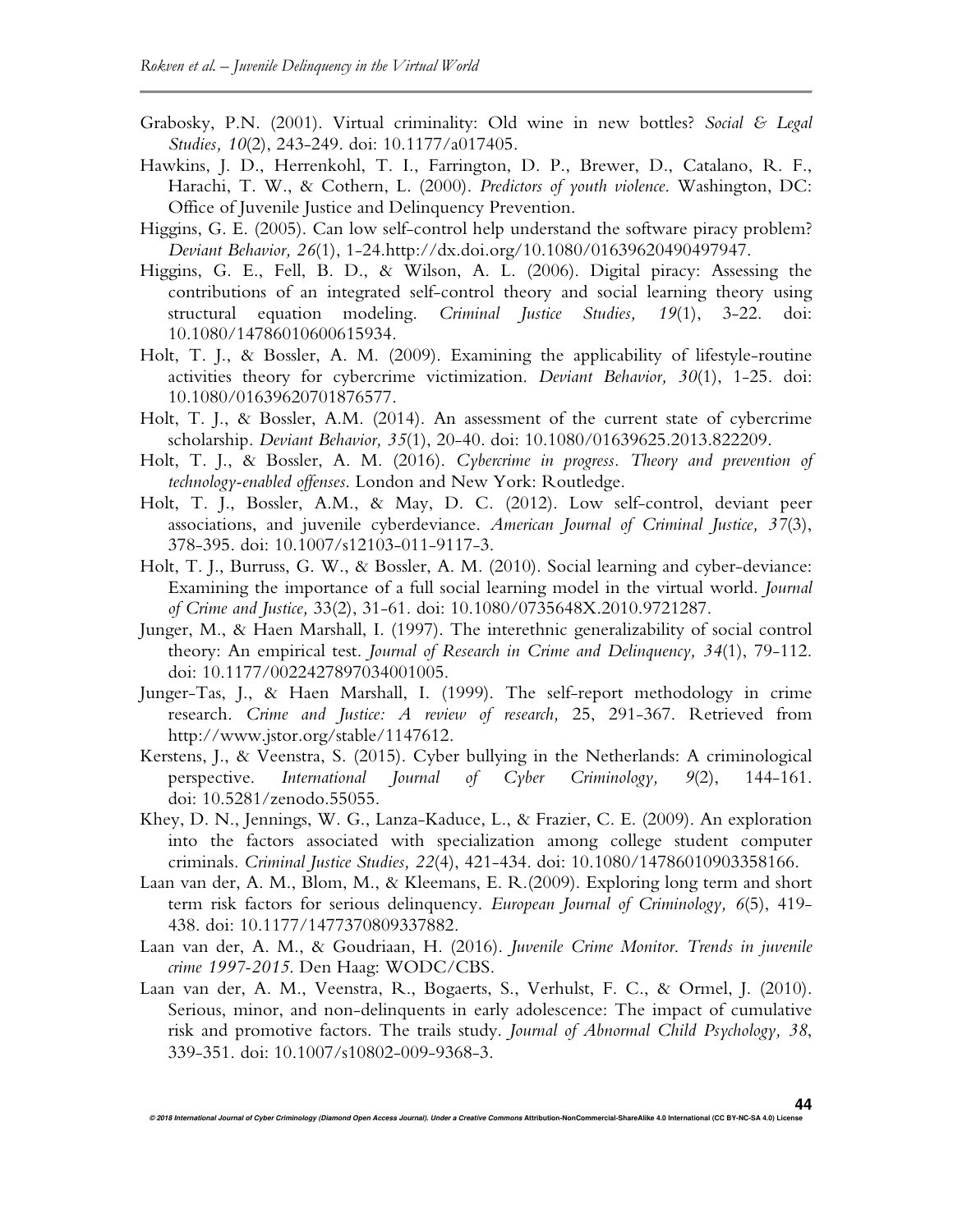Grabosky, P.N. (2001). Virtual criminality: Old wine in new bottles? *Social & Legal Studies, 10*(2), 243-249. doi: 10.1177/a017405.

Hawkins, J. D., Herrenkohl, T. I., Farrington, D. P., Brewer, D., Catalano, R. F., Harachi, T. W., & Cothern, L. (2000). *Predictors of youth violence*. Washington, DC: Office of Juvenile Justice and Delinquency Prevention.

Higgins, G. E. (2005). Can low self-control help understand the software piracy problem? *Deviant Behavior, 26*(1), 1-24.http://dx.doi.org/10.1080/01639620490497947.

Higgins, G. E., Fell, B. D., & Wilson, A. L. (2006). Digital piracy: Assessing the contributions of an integrated self-control theory and social learning theory using structural equation modeling. *Criminal Justice Studies, 19*(1), 3-22. doi: 10.1080/14786010600615934.

Holt, T. J., & Bossler, A. M. (2009). Examining the applicability of lifestyle-routine activities theory for cybercrime victimization. *Deviant Behavior, 30*(1), 1-25. doi: 10.1080/01639620701876577.

Holt, T. J., & Bossler, A.M. (2014). An assessment of the current state of cybercrime scholarship. *Deviant Behavior, 35*(1), 20-40. doi: 10.1080/01639625.2013.822209.

Holt, T. J., & Bossler, A. M. (2016). *Cybercrime in progress. Theory and prevention of technology-enabled offenses*. London and New York: Routledge.

Holt, T. J., Bossler, A.M., & May, D. C. (2012). Low self-control, deviant peer associations, and juvenile cyberdeviance. *American Journal of Criminal Justice, 37*(3), 378-395. doi: 10.1007/s12103-011-9117-3.

Holt, T. J., Burruss, G. W., & Bossler, A. M. (2010). Social learning and cyber-deviance: Examining the importance of a full social learning model in the virtual world. *Journal of Crime and Justice,* 33(2), 31-61. doi: 10.1080/0735648X.2010.9721287.

Junger, M., & Haen Marshall, I. (1997). The interethnic generalizability of social control theory: An empirical test. *Journal of Research in Crime and Delinquency, 34*(1), 79-112. doi: 10.1177/0022427897034001005.

Junger-Tas, J., & Haen Marshall, I. (1999). The self-report methodology in crime research. *Crime and Justice: A review of research,* 25, 291-367. Retrieved from http://www.jstor.org/stable/1147612.

Kerstens, J., & Veenstra, S. (2015). Cyber bullying in the Netherlands: A criminological perspective. *International Journal of Cyber Criminology, 9*(2), 144-161. doi: 10.5281/zenodo.55055.

Khey, D. N., Jennings, W. G., Lanza-Kaduce, L., & Frazier, C. E. (2009). An exploration into the factors associated with specialization among college student computer criminals. *Criminal Justice Studies, 22*(4), 421-434. doi: 10.1080/14786010903358166.

Laan van der, A. M., Blom, M., & Kleemans, E. R.(2009). Exploring long term and short term risk factors for serious delinquency. *European Journal of Criminology, 6*(5), 419-438. doi: 10.1177/1477370809337882.

Laan van der, A. M., & Goudriaan, H. (2016). *Juvenile Crime Monitor. Trends in juvenile crime 1997-2015*. Den Haag: WODC/CBS.

Laan van der, A. M., Veenstra, R., Bogaerts, S., Verhulst, F. C., & Ormel, J. (2010). Serious, minor, and non-delinquents in early adolescence: The impact of cumulative risk and promotive factors. The trails study. *Journal of Abnormal Child Psychology, 38*, 339-351. doi: 10.1007/s10802-009-9368-3.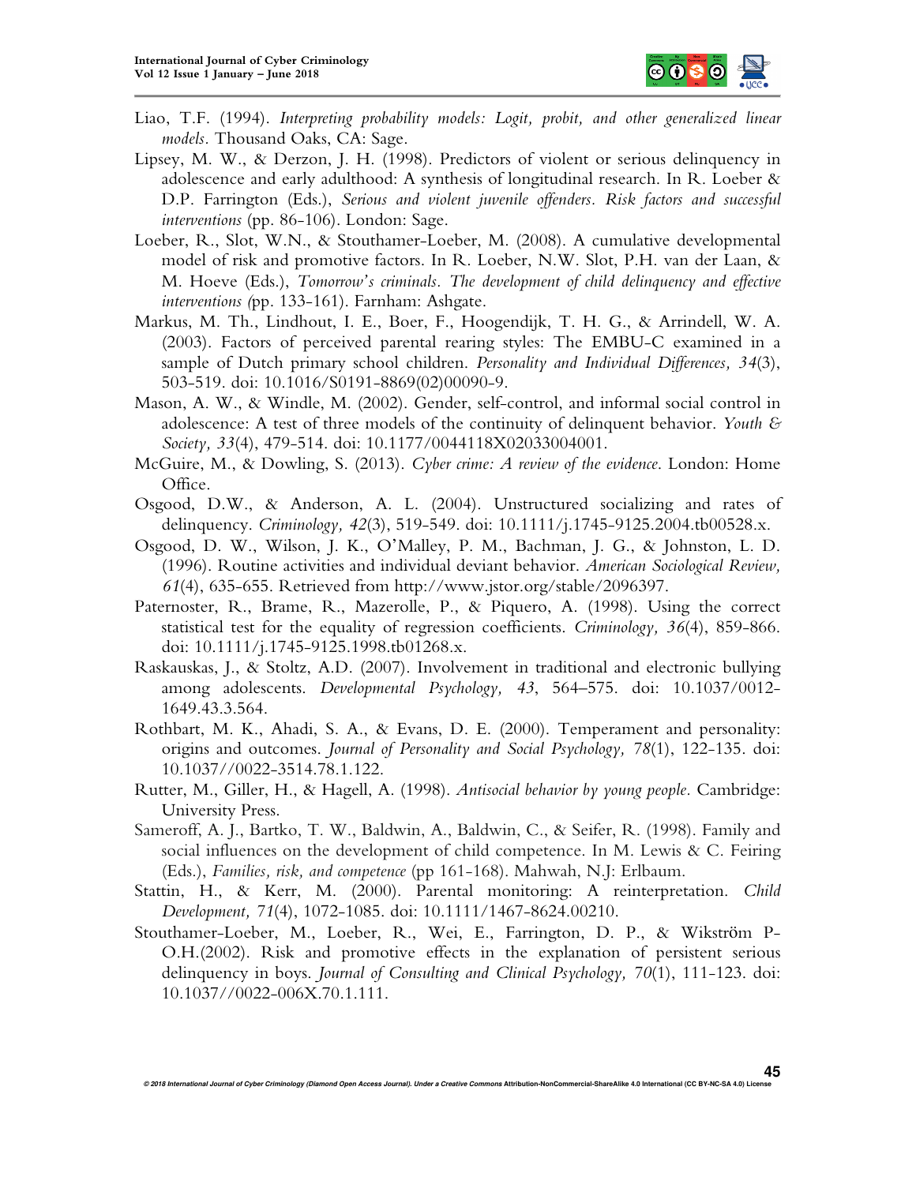Liao, T.F. (1994). *Interpreting probability models: Logit, probit, and other generalized linear models*. Thousand Oaks, CA: Sage.

Lipsey, M. W., & Derzon, J. H. (1998). Predictors of violent or serious delinquency in adolescence and early adulthood: A synthesis of longitudinal research. In R. Loeber & D.P. Farrington (Eds.), *Serious and violent juvenile offenders. Risk factors and successful interventions* (pp. 86-106). London: Sage.

Loeber, R., Slot, W.N., & Stouthamer-Loeber, M. (2008). A cumulative developmental model of risk and promotive factors. In R. Loeber, N.W. Slot, P.H. van der Laan, & M. Hoeve (Eds.), *Tomorrow's criminals. The development of child delinquency and effective interventions* (pp. 133-161). Farnham: Ashgate.

Markus, M. Th., Lindhout, I. E., Boer, F., Hoogendijk, T. H. G., & Arrindell, W. A. (2003). Factors of perceived parental rearing styles: The EMBU-C examined in a sample of Dutch primary school children. *Personality and Individual Differences, 34*(3), 503-519. doi: 10.1016/S0191-8869(02)00090-9.

Mason, A. W., & Windle, M. (2002). Gender, self-control, and informal social control in adolescence: A test of three models of the continuity of delinquent behavior. *Youth & Society, 33*(4), 479-514. doi: 10.1177/0044118X02033004001.

McGuire, M., & Dowling, S. (2013). *Cyber crime: A review of the evidence*. London: Home Office.

Osgood, D.W., & Anderson, A. L. (2004). Unstructured socializing and rates of delinquency. *Criminology, 42*(3), 519-549. doi: 10.1111/j.1745-9125.2004.tb00528.x.

Osgood, D. W., Wilson, J. K., O'Malley, P. M., Bachman, J. G., & Johnston, L. D. (1996). Routine activities and individual deviant behavior. *American Sociological Review, 61*(4), 635-655. Retrieved from http://www.jstor.org/stable/2096397.

Paternoster, R., Brame, R., Mazerolle, P., & Piquero, A. (1998). Using the correct statistical test for the equality of regression coefficients. *Criminology, 36*(4), 859-866. doi: 10.1111/j.1745-9125.1998.tb01268.x.

Raskauskas, J., & Stoltz, A.D. (2007). Involvement in traditional and electronic bullying among adolescents. *Developmental Psychology, 43*, 564–575. doi: 10.1037/0012-1649.43.3.564.

Rothbart, M. K., Ahadi, S. A., & Evans, D. E. (2000). Temperament and personality: origins and outcomes. *Journal of Personality and Social Psychology, 78*(1), 122-135. doi: 10.1037//0022-3514.78.1.122.

Rutter, M., Giller, H., & Hagell, A. (1998). *Antisocial behavior by young people*. Cambridge: University Press.

Sameroff, A. J., Bartko, T. W., Baldwin, A., Baldwin, C., & Seifer, R. (1998). Family and social influences on the development of child competence. In M. Lewis & C. Feiring (Eds.), *Families, risk, and competence* (pp 161-168). Mahwah, N.J: Erlbaum.

Stattin, H., & Kerr, M. (2000). Parental monitoring: A reinterpretation. *Child Development, 71*(4), 1072-1085. doi: 10.1111/1467-8624.00210.

Stouthamer-Loeber, M., Loeber, R., Wei, E., Farrington, D. P., & Wikström P-O.H.(2002). Risk and promotive effects in the explanation of persistent serious delinquency in boys. *Journal of Consulting and Clinical Psychology, 70*(1), 111-123. doi: 10.1037//0022-006X.70.1.111.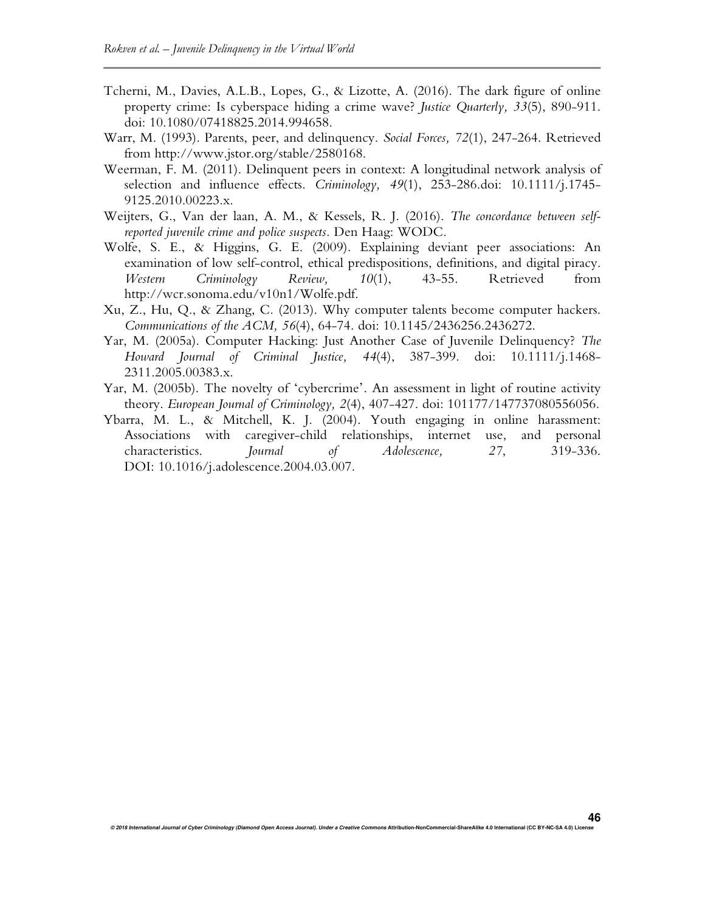Tcherni, M., Davies, A.L.B., Lopes, G., & Lizotte, A. (2016). The dark figure of online property crime: Is cyberspace hiding a crime wave? *Justice Quarterly, 33*(5), 890-911. doi: 10.1080/07418825.2014.994658.

Warr, M. (1993). Parents, peer, and delinquency. *Social Forces, 72*(1), 247-264. Retrieved from http://www.jstor.org/stable/2580168.

Weerman, F. M. (2011). Delinquent peers in context: A longitudinal network analysis of selection and influence effects. *Criminology, 49*(1), 253-286.doi: 10.1111/j.1745-9125.2010.00223.x.

Weijters, G., Van der laan, A. M., & Kessels, R. J. (2016). *The concordance between self-reported juvenile crime and police suspects.* Den Haag: WODC.

Wolfe, S. E., & Higgins, G. E. (2009). Explaining deviant peer associations: An examination of low self-control, ethical predispositions, definitions, and digital piracy. *Western Criminology Review, 10*(1), 43-55. Retrieved from http://wcr.sonoma.edu/v10n1/Wolfe.pdf.

Xu, Z., Hu, Q., & Zhang, C. (2013). Why computer talents become computer hackers. *Communications of the ACM, 56*(4), 64-74. doi: 10.1145/2436256.2436272.

Yar, M. (2005a). Computer Hacking: Just Another Case of Juvenile Delinquency? *The Howard Journal of Criminal Justice, 44*(4), 387-399. doi: 10.1111/j.1468-2311.2005.00383.x.

Yar, M. (2005b). The novelty of 'cybercrime'. An assessment in light of routine activity theory. *European Journal of Criminology, 2*(4), 407-427. doi: 101177/147737080556056.

Ybarra, M. L., & Mitchell, K. J. (2004). Youth engaging in online harassment: Associations with caregiver-child relationships, internet use, and personal characteristics. *Journal of Adolescence, 27*, 319-336. DOI: 10.1016/j.adolescence.2004.03.007.